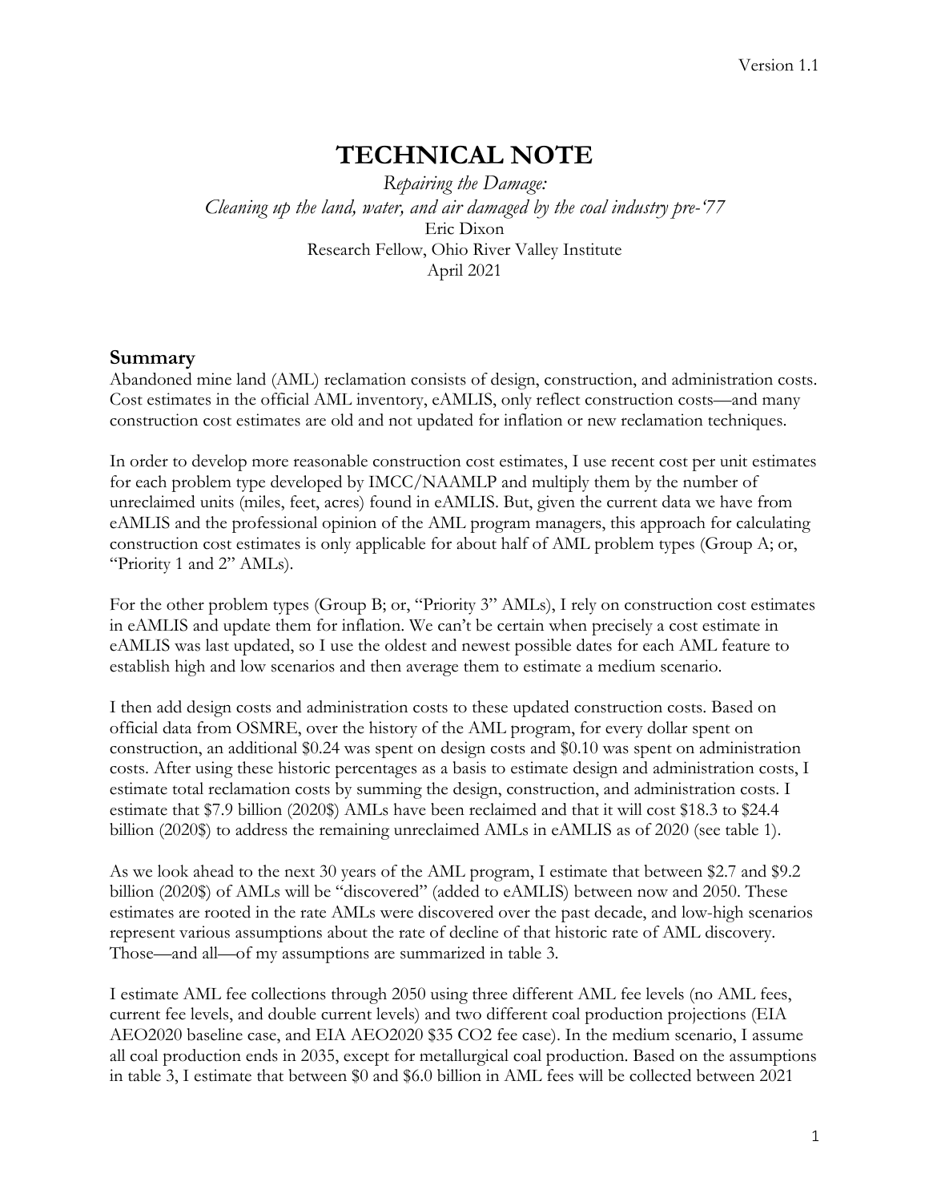Version 1.1

# TECHNICAL NOTE

*Repairing the Damage:*
*Cleaning up the land, water, and air damaged by the coal industry pre-'77*
Eric Dixon
Research Fellow, Ohio River Valley Institute
April 2021

## Summary

Abandoned mine land (AML) reclamation consists of design, construction, and administration costs. Cost estimates in the official AML inventory, eAMLIS, only reflect construction costs—and many construction cost estimates are old and not updated for inflation or new reclamation techniques.

In order to develop more reasonable construction cost estimates, I use recent cost per unit estimates for each problem type developed by IMCC/NAAMLP and multiply them by the number of unreclaimed units (miles, feet, acres) found in eAMLIS. But, given the current data we have from eAMLIS and the professional opinion of the AML program managers, this approach for calculating construction cost estimates is only applicable for about half of AML problem types (Group A; or, "Priority 1 and 2" AMLs).

For the other problem types (Group B; or, "Priority 3" AMLs), I rely on construction cost estimates in eAMLIS and update them for inflation. We can't be certain when precisely a cost estimate in eAMLIS was last updated, so I use the oldest and newest possible dates for each AML feature to establish high and low scenarios and then average them to estimate a medium scenario.

I then add design costs and administration costs to these updated construction costs. Based on official data from OSMRE, over the history of the AML program, for every dollar spent on construction, an additional $0.24 was spent on design costs and $0.10 was spent on administration costs. After using these historic percentages as a basis to estimate design and administration costs, I estimate total reclamation costs by summing the design, construction, and administration costs. I estimate that $7.9 billion (2020$) AMLs have been reclaimed and that it will cost $18.3 to $24.4 billion (2020$) to address the remaining unreclaimed AMLs in eAMLIS as of 2020 (see table 1).

As we look ahead to the next 30 years of the AML program, I estimate that between $2.7 and $9.2 billion (2020$) of AMLs will be "discovered" (added to eAMLIS) between now and 2050. These estimates are rooted in the rate AMLs were discovered over the past decade, and low-high scenarios represent various assumptions about the rate of decline of that historic rate of AML discovery. Those—and all—of my assumptions are summarized in table 3.

I estimate AML fee collections through 2050 using three different AML fee levels (no AML fees, current fee levels, and double current levels) and two different coal production projections (EIA AEO2020 baseline case, and EIA AEO2020 $35 CO2 fee case). In the medium scenario, I assume all coal production ends in 2035, except for metallurgical coal production. Based on the assumptions in table 3, I estimate that between $0 and $6.0 billion in AML fees will be collected between 2021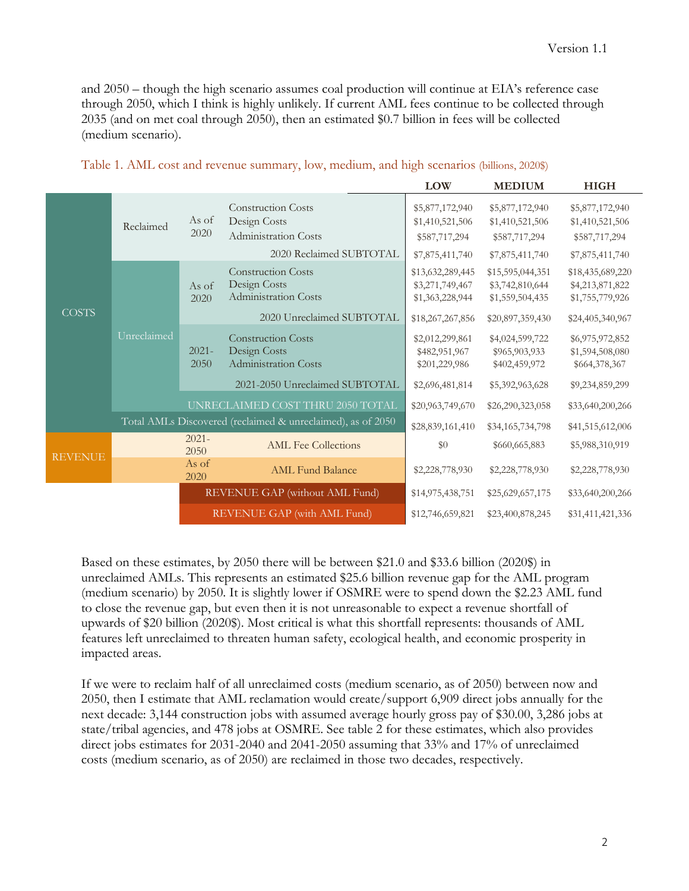and 2050 – though the high scenario assumes coal production will continue at EIA's reference case through 2050, which I think is highly unlikely. If current AML fees continue to be collected through 2035 (and on met coal through 2050), then an estimated $0.7 billion in fees will be collected (medium scenario).

Table 1. AML cost and revenue summary, low, medium, and high scenarios (billions, 2020$)

| | | | | LOW | MEDIUM | HIGH |
|---|---|---|---|---|---|---|
| COSTS | Reclaimed | As of 2020 | Construction Costs | $5,877,172,940 | $5,877,172,940 | $5,877,172,940 |
| | | | Design Costs | $1,410,521,506 | $1,410,521,506 | $1,410,521,506 |
| | | | Administration Costs | $587,717,294 | $587,717,294 | $587,717,294 |
| | | | 2020 Reclaimed SUBTOTAL | $7,875,411,740 | $7,875,411,740 | $7,875,411,740 |
| | Unreclaimed | As of 2020 | Construction Costs | $13,632,289,445 | $15,595,044,351 | $18,435,689,220 |
| | | | Design Costs | $3,271,749,467 | $3,742,810,644 | $4,213,871,822 |
| | | | Administration Costs | $1,363,228,944 | $1,559,504,435 | $1,755,779,926 |
| | | | 2020 Unreclaimed SUBTOTAL | $18,267,267,856 | $20,897,359,430 | $24,405,340,967 |
| | | 2021-2050 | Construction Costs | $2,012,299,861 | $4,024,599,722 | $6,975,972,852 |
| | | | Design Costs | $482,951,967 | $965,903,933 | $1,594,508,080 |
| | | | Administration Costs | $201,229,986 | $402,459,972 | $664,378,367 |
| | | | 2021-2050 Unreclaimed SUBTOTAL | $2,696,481,814 | $5,392,963,628 | $9,234,859,299 |
| | | UNRECLAIMED COST THRU 2050 TOTAL | | $20,963,749,670 | $26,290,323,058 | $33,640,200,266 |
| | Total AMLs Discovered (reclaimed & unreclaimed), as of 2050 | | | $28,839,161,410 | $34,165,734,798 | $41,515,612,006 |
| REVENUE | | 2021-2050 | AML Fee Collections | $0 | $660,665,883 | $5,988,310,919 |
| | | As of 2020 | AML Fund Balance | $2,228,778,930 | $2,228,778,930 | $2,228,778,930 |
| | | REVENUE GAP (without AML Fund) | | $14,975,438,751 | $25,629,657,175 | $33,640,200,266 |
| | | REVENUE GAP (with AML Fund) | | $12,746,659,821 | $23,400,878,245 | $31,411,421,336 |

Based on these estimates, by 2050 there will be between $21.0 and $33.6 billion (2020$) in unreclaimed AMLs. This represents an estimated $25.6 billion revenue gap for the AML program (medium scenario) by 2050. It is slightly lower if OSMRE were to spend down the $2.23 AML fund to close the revenue gap, but even then it is not unreasonable to expect a revenue shortfall of upwards of $20 billion (2020$). Most critical is what this shortfall represents: thousands of AML features left unreclaimed to threaten human safety, ecological health, and economic prosperity in impacted areas.

If we were to reclaim half of all unreclaimed costs (medium scenario, as of 2050) between now and 2050, then I estimate that AML reclamation would create/support 6,909 direct jobs annually for the next decade: 3,144 construction jobs with assumed average hourly gross pay of $30.00, 3,286 jobs at state/tribal agencies, and 478 jobs at OSMRE. See table 2 for these estimates, which also provides direct jobs estimates for 2031-2040 and 2041-2050 assuming that 33% and 17% of unreclaimed costs (medium scenario, as of 2050) are reclaimed in those two decades, respectively.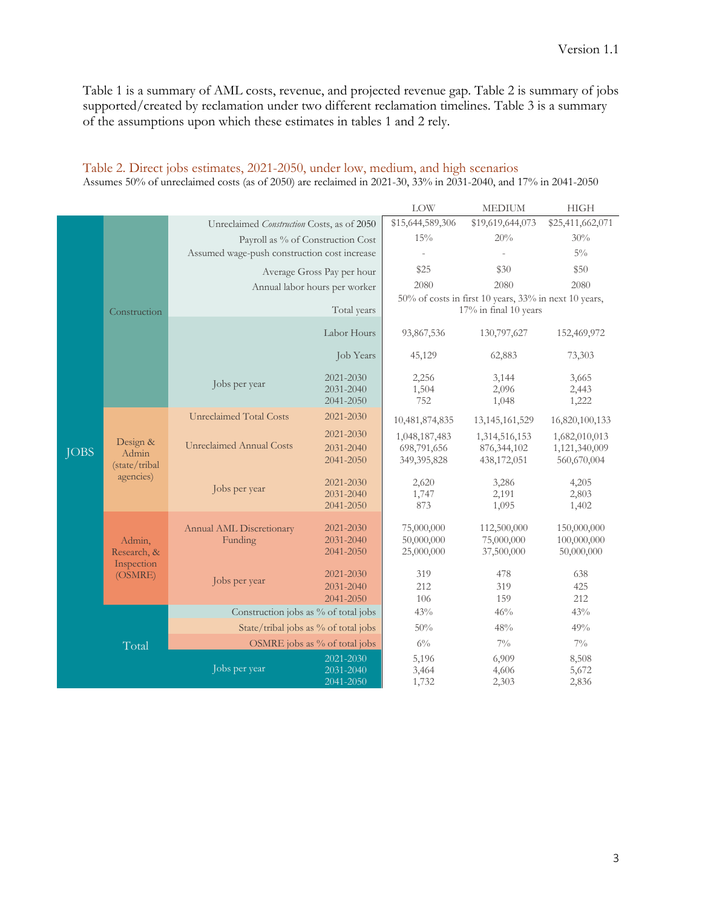Table 1 is a summary of AML costs, revenue, and projected revenue gap. Table 2 is summary of jobs supported/created by reclamation under two different reclamation timelines. Table 3 is a summary of the assumptions upon which these estimates in tables 1 and 2 rely.

Table 2. Direct jobs estimates, 2021-2050, under low, medium, and high scenarios

Assumes 50% of unreclaimed costs (as of 2050) are reclaimed in 2021-30, 33% in 2031-2040, and 17% in 2041-2050

| | | | | LOW | MEDIUM | HIGH |
|---|---|---|---|---|---|---|
| JOBS | Construction | Unreclaimed *Construction* Costs, as of 2050 | | $15,644,589,306 | $19,619,644,073 | $25,411,662,071 |
| | | Payroll as % of Construction Cost | | 15% | 20% | 30% |
| | | Assumed wage-push construction cost increase | | - | - | 5% |
| | | Average Gross Pay per hour | | $25 | $30 | $50 |
| | | Annual labor hours per worker | | 2080 | 2080 | 2080 |
| | | Total years | | 50% of costs in first 10 years, 33% in next 10 years, 17% in final 10 years | | |
| | | Labor Hours | | 93,867,536 | 130,797,627 | 152,469,972 |
| | | Job Years | | 45,129 | 62,883 | 73,303 |
| | | Jobs per year | 2021-2030 | 2,256 | 3,144 | 3,665 |
| | | | 2031-2040 | 1,504 | 2,096 | 2,443 |
| | | | 2041-2050 | 752 | 1,048 | 1,222 |
| | Design & Admin (state/tribal agencies) | Unreclaimed Total Costs | 2021-2030 | 10,481,874,835 | 13,145,161,529 | 16,820,100,133 |
| | | Unreclaimed Annual Costs | 2021-2030 | 1,048,187,483 | 1,314,516,153 | 1,682,010,013 |
| | | | 2031-2040 | 698,791,656 | 876,344,102 | 1,121,340,009 |
| | | | 2041-2050 | 349,395,828 | 438,172,051 | 560,670,004 |
| | | Jobs per year | 2021-2030 | 2,620 | 3,286 | 4,205 |
| | | | 2031-2040 | 1,747 | 2,191 | 2,803 |
| | | | 2041-2050 | 873 | 1,095 | 1,402 |
| | Admin, Research, & Inspection (OSMRE) | Annual AML Discretionary Funding | 2021-2030 | 75,000,000 | 112,500,000 | 150,000,000 |
| | | | 2031-2040 | 50,000,000 | 75,000,000 | 100,000,000 |
| | | | 2041-2050 | 25,000,000 | 37,500,000 | 50,000,000 |
| | | Jobs per year | 2021-2030 | 319 | 478 | 638 |
| | | | 2031-2040 | 212 | 319 | 425 |
| | | | 2041-2050 | 106 | 159 | 212 |
| | Total | Construction jobs as % of total jobs | | 43% | 46% | 43% |
| | | State/tribal jobs as % of total jobs | | 50% | 48% | 49% |
| | | OSMRE jobs as % of total jobs | | 6% | 7% | 7% |
| | | Jobs per year | 2021-2030 | 5,196 | 6,909 | 8,508 |
| | | | 2031-2040 | 3,464 | 4,606 | 5,672 |
| | | | 2041-2050 | 1,732 | 2,303 | 2,836 |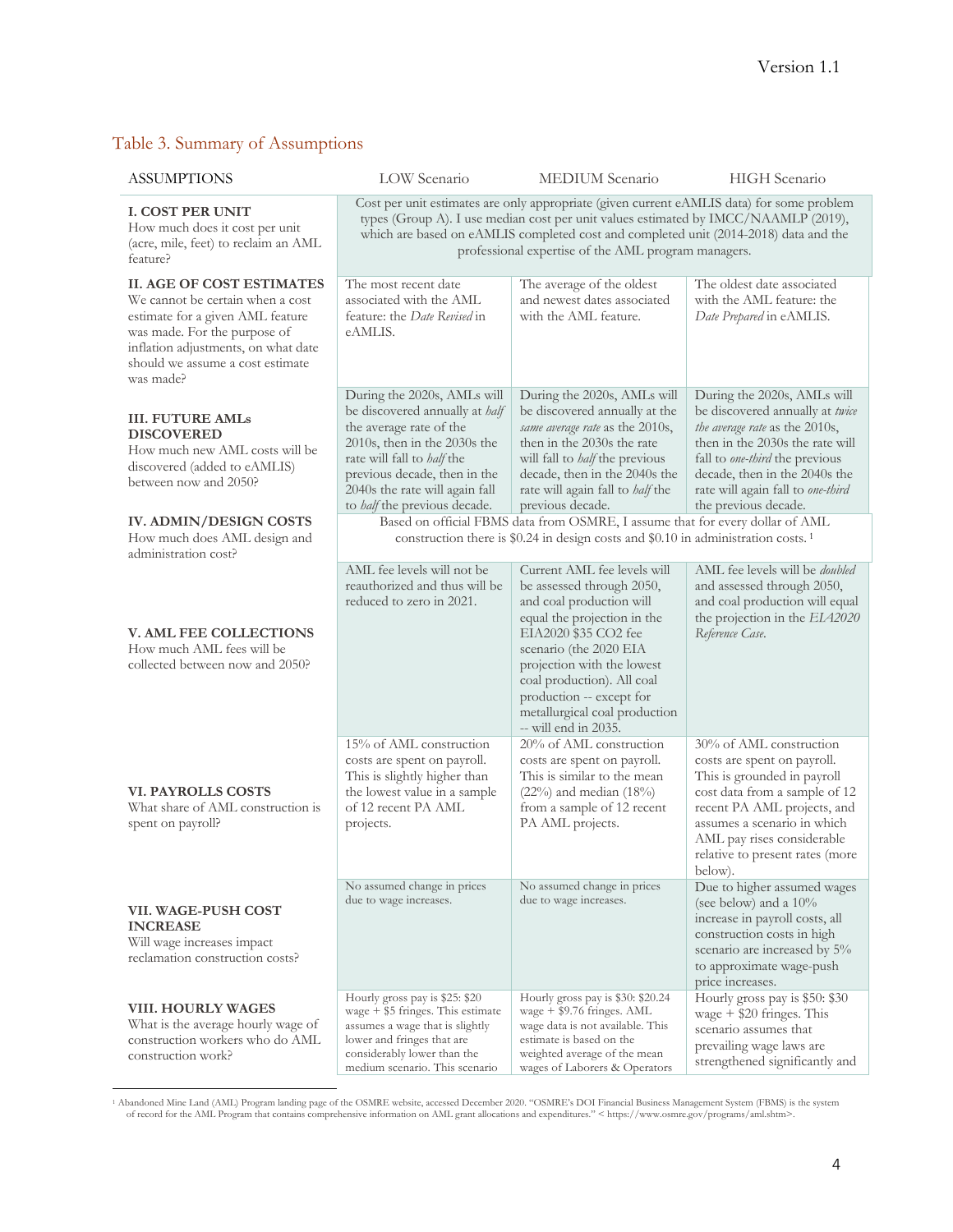## Table 3. Summary of Assumptions

| ASSUMPTIONS | LOW Scenario | MEDIUM Scenario | HIGH Scenario |
|---|---|---|---|
| **I. COST PER UNIT** How much does it cost per unit (acre, mile, feet) to reclaim an AML feature? | Cost per unit estimates are only appropriate (given current eAMLIS data) for some problem types (Group A). I use median cost per unit values estimated by IMCC/NAAMLP (2019), which are based on eAMLIS completed cost and completed unit (2014-2018) data and the professional expertise of the AML program managers. | | |
| **II. AGE OF COST ESTIMATES** We cannot be certain when a cost estimate for a given AML feature was made. For the purpose of inflation adjustments, on what date should we assume a cost estimate was made? | The most recent date associated with the AML feature: the *Date Revised* in eAMLIS. | The average of the oldest and newest dates associated with the AML feature. | The oldest date associated with the AML feature: the *Date Prepared* in eAMLIS. |
| **III. FUTURE AMLs DISCOVERED** How much new AML costs will be discovered (added to eAMLIS) between now and 2050? | During the 2020s, AMLs will be discovered annually at *half* the average rate of the 2010s, then in the 2030s the rate will fall to *half* the previous decade, then in the 2040s the rate will again fall to *half* the previous decade. | During the 2020s, AMLs will be discovered annually at the *same average rate* as the 2010s, then in the 2030s the rate will fall to *half* the previous decade, then in the 2040s the rate will again fall to *half* the previous decade. | During the 2020s, AMLs will be discovered annually at *twice the average rate* as the 2010s, then in the 2030s the rate will fall to *one-third* the previous decade, then in the 2040s the rate will again fall to *one-third* the previous decade. |
| **IV. ADMIN/DESIGN COSTS** How much does AML design and administration cost? | Based on official FBMS data from OSMRE, I assume that for every dollar of AML construction there is $0.24 in design costs and $0.10 in administration costs. [1] | | |
| **V. AML FEE COLLECTIONS** How much AML fees will be collected between now and 2050? | AML fee levels will not be reauthorized and thus will be reduced to zero in 2021. | Current AML fee levels will be assessed through 2050, and coal production will equal the projection in the EIA2020 $35 CO2 fee scenario (the 2020 EIA projection with the lowest coal production). All coal production -- except for metallurgical coal production -- will end in 2035. | AML fee levels will be *doubled* and assessed through 2050, and coal production will equal the projection in the *EIA2020 Reference Case*. |
| **VI. PAYROLLS COSTS** What share of AML construction is spent on payroll? | 15% of AML construction costs are spent on payroll. This is slightly higher than the lowest value in a sample of 12 recent PA AML projects. | 20% of AML construction costs are spent on payroll. This is similar to the mean (22%) and median (18%) from a sample of 12 recent PA AML projects. | 30% of AML construction costs are spent on payroll. This is grounded in payroll cost data from a sample of 12 recent PA AML projects, and assumes a scenario in which AML pay rises considerable relative to present rates (more below). |
| **VII. WAGE-PUSH COST INCREASE** Will wage increases impact reclamation construction costs? | No assumed change in prices due to wage increases. | No assumed change in prices due to wage increases. | Due to higher assumed wages (see below) and a 10% increase in payroll costs, all construction costs in high scenario are increased by 5% to approximate wage-push price increases. |
| **VIII. HOURLY WAGES** What is the average hourly wage of construction workers who do AML construction work? | Hourly gross pay is $25: $20 wage + $5 fringes. This estimate assumes a wage that is slightly lower and fringes that are considerably lower than the medium scenario. This scenario | Hourly gross pay is $30: $20.24 wage + $9.76 fringes. AML wage data is not available. This estimate is based on the weighted average of the mean wages of Laborers & Operators | Hourly gross pay is $50: $30 wage + $20 fringes. This scenario assumes that prevailing wage laws are strengthened significantly and |

[1] Abandoned Mine Land (AML) Program landing page of the OSMRE website, accessed December 2020. "OSMRE's DOI Financial Business Management System (FBMS) is the system of record for the AML Program that contains comprehensive information on AML grant allocations and expenditures." < https://www.osmre.gov/programs/aml.shtm>.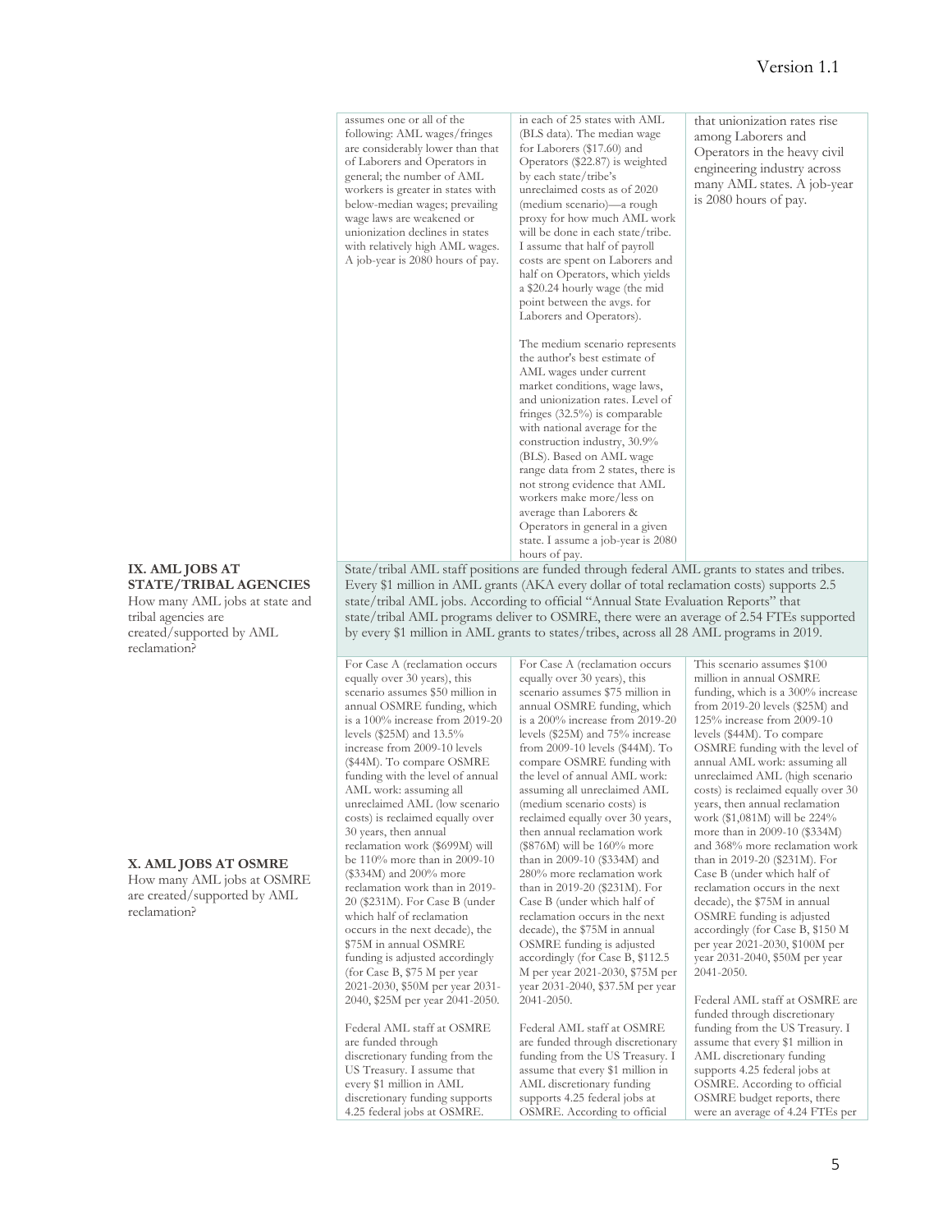| | | | |
|---|---|---|---|
| | assumes one or all of the following: AML wages/fringes are considerably lower than that of Laborers and Operators in general; the number of AML workers is greater in states with below-median wages; prevailing wage laws are weakened or unionization declines in states with relatively high AML wages. A job-year is 2080 hours of pay. | in each of 25 states with AML (BLS data). The median wage for Laborers ($17.60) and Operators ($22.87) is weighted by each state/tribe's unreclaimed costs as of 2020 (medium scenario)—a rough proxy for how much AML work will be done in each state/tribe. I assume that half of payroll costs are spent on Laborers and half on Operators, which yields a $20.24 hourly wage (the mid point between the avgs. for Laborers and Operators).<br><br>The medium scenario represents the author's best estimate of AML wages under current market conditions, wage laws, and unionization rates. Level of fringes (32.5%) is comparable with national average for the construction industry, 30.9% (BLS). Based on AML wage range data from 2 states, there is not strong evidence that AML workers make more/less on average than Laborers & Operators in general in a given state. I assume a job-year is 2080 hours of pay. | that unionization rates rise among Laborers and Operators in the heavy civil engineering industry across many AML states. A job-year is 2080 hours of pay. |
| **IX. AML JOBS AT STATE/TRIBAL AGENCIES**<br>How many AML jobs at state and tribal agencies are created/supported by AML reclamation? | State/tribal AML staff positions are funded through federal AML grants to states and tribes. Every $1 million in AML grants (AKA every dollar of total reclamation costs) supports 2.5 state/tribal AML jobs. According to official "Annual State Evaluation Reports" that state/tribal AML programs deliver to OSMRE, there were an average of 2.54 FTEs supported by every $1 million in AML grants to states/tribes, across all 28 AML programs in 2019. | | |
| **X. AML JOBS AT OSMRE**<br>How many AML jobs at OSMRE are created/supported by AML reclamation? | For Case A (reclamation occurs equally over 30 years), this scenario assumes $50 million in annual OSMRE funding, which is a 100% increase from 2019-20 levels ($25M) and 13.5% increase from 2009-10 levels ($44M). To compare OSMRE funding with the level of annual AML work: assuming all unreclaimed AML (low scenario costs) is reclaimed equally over 30 years, then annual reclamation work ($699M) will be 110% more than in 2009-10 ($334M) and 200% more reclamation work than in 2019-20 ($231M). For Case B (under which half of reclamation occurs in the next decade), the $75M in annual OSMRE funding is adjusted accordingly (for Case B, $75 M per year 2021-2030, $50M per year 2031-2040, $25M per year 2041-2050.<br><br>Federal AML staff at OSMRE are funded through discretionary funding from the US Treasury. I assume that every $1 million in AML discretionary funding supports 4.25 federal jobs at OSMRE. | For Case A (reclamation occurs equally over 30 years), this scenario assumes $75 million in annual OSMRE funding, which is a 200% increase from 2019-20 levels ($25M) and 75% increase from 2009-10 levels ($44M). To compare OSMRE funding with the level of annual AML work: assuming all unreclaimed AML (medium scenario costs) is reclaimed equally over 30 years, then annual reclamation work ($876M) will be 160% more than in 2009-10 ($334M) and 280% more reclamation work than in 2019-20 ($231M). For Case B (under which half of reclamation occurs in the next decade), the $75M in annual OSMRE funding is adjusted accordingly (for Case B, $112.5 M per year 2021-2030, $75M per year 2031-2040, $37.5M per year 2041-2050.<br><br>Federal AML staff at OSMRE are funded through discretionary funding from the US Treasury. I assume that every $1 million in AML discretionary funding supports 4.25 federal jobs at OSMRE. According to official | This scenario assumes $100 million in annual OSMRE funding, which is a 300% increase from 2019-20 levels ($25M) and 125% increase from 2009-10 levels ($44M). To compare OSMRE funding with the level of annual AML work: assuming all unreclaimed AML (high scenario costs) is reclaimed equally over 30 years, then annual reclamation work ($1,081M) will be 224% more than in 2009-10 ($334M) and 368% more reclamation work than in 2019-20 ($231M). For Case B (under which half of reclamation occurs in the next decade), the $75M in annual OSMRE funding is adjusted accordingly (for Case B, $150 M per year 2021-2030, $100M per year 2031-2040, $50M per year 2041-2050.<br><br>Federal AML staff at OSMRE are funded through discretionary funding from the US Treasury. I assume that every $1 million in AML discretionary funding supports 4.25 federal jobs at OSMRE. According to official OSMRE budget reports, there were an average of 4.24 FTEs per |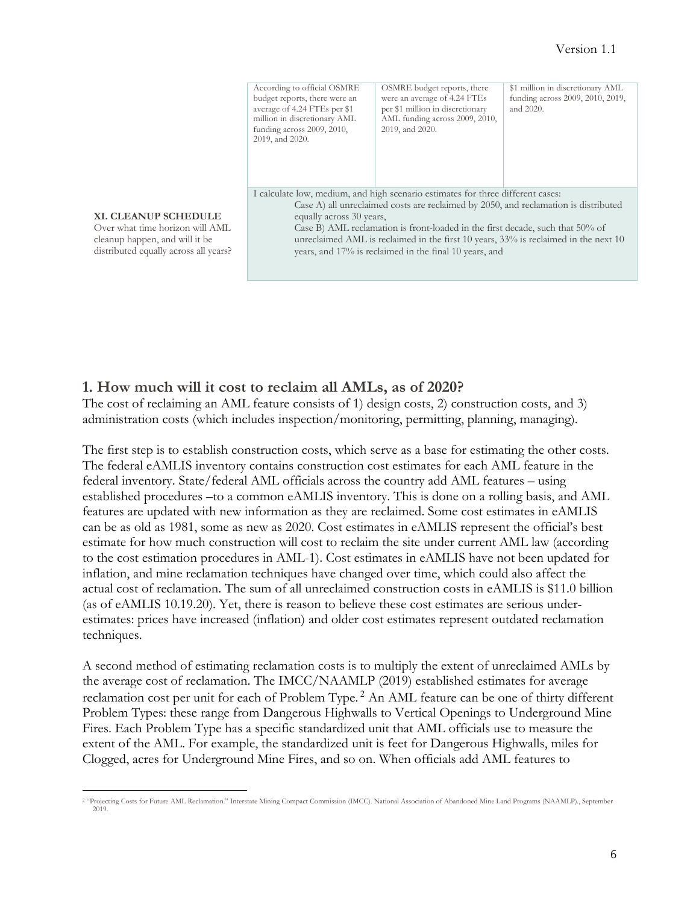| | | | |
|---|---|---|---|
| | According to official OSMRE budget reports, there were an average of 4.24 FTEs per $1 million in discretionary AML funding across 2009, 2010, 2019, and 2020. | OSMRE budget reports, there were an average of 4.24 FTEs per $1 million in discretionary AML funding across 2009, 2010, 2019, and 2020. | $1 million in discretionary AML funding across 2009, 2010, 2019, and 2020. |
| **XI. CLEANUP SCHEDULE**<br>Over what time horizon will AML cleanup happen, and will it be distributed equally across all years? | I calculate low, medium, and high scenario estimates for three different cases:<br>Case A) all unreclaimed costs are reclaimed by 2050, and reclamation is distributed equally across 30 years,<br>Case B) AML reclamation is front-loaded in the first decade, such that 50% of unreclaimed AML is reclaimed in the first 10 years, 33% is reclaimed in the next 10 years, and 17% is reclaimed in the final 10 years, and | | |

## 1. How much will it cost to reclaim all AMLs, as of 2020?

The cost of reclaiming an AML feature consists of 1) design costs, 2) construction costs, and 3) administration costs (which includes inspection/monitoring, permitting, planning, managing).

The first step is to establish construction costs, which serve as a base for estimating the other costs. The federal eAMLIS inventory contains construction cost estimates for each AML feature in the federal inventory. State/federal AML officials across the country add AML features – using established procedures –to a common eAMLIS inventory. This is done on a rolling basis, and AML features are updated with new information as they are reclaimed. Some cost estimates in eAMLIS can be as old as 1981, some as new as 2020. Cost estimates in eAMLIS represent the official's best estimate for how much construction will cost to reclaim the site under current AML law (according to the cost estimation procedures in AML-1). Cost estimates in eAMLIS have not been updated for inflation, and mine reclamation techniques have changed over time, which could also affect the actual cost of reclamation. The sum of all unreclaimed construction costs in eAMLIS is $11.0 billion (as of eAMLIS 10.19.20). Yet, there is reason to believe these cost estimates are serious under-estimates: prices have increased (inflation) and older cost estimates represent outdated reclamation techniques.

A second method of estimating reclamation costs is to multiply the extent of unreclaimed AMLs by the average cost of reclamation. The IMCC/NAAMLP (2019) established estimates for average reclamation cost per unit for each of Problem Type.[2] An AML feature can be one of thirty different Problem Types: these range from Dangerous Highwalls to Vertical Openings to Underground Mine Fires. Each Problem Type has a specific standardized unit that AML officials use to measure the extent of the AML. For example, the standardized unit is feet for Dangerous Highwalls, miles for Clogged, acres for Underground Mine Fires, and so on. When officials add AML features to

[2] "Projecting Costs for Future AML Reclamation." Interstate Mining Compact Commission (IMCC). National Association of Abandoned Mine Land Programs (NAAMLP)., September 2019.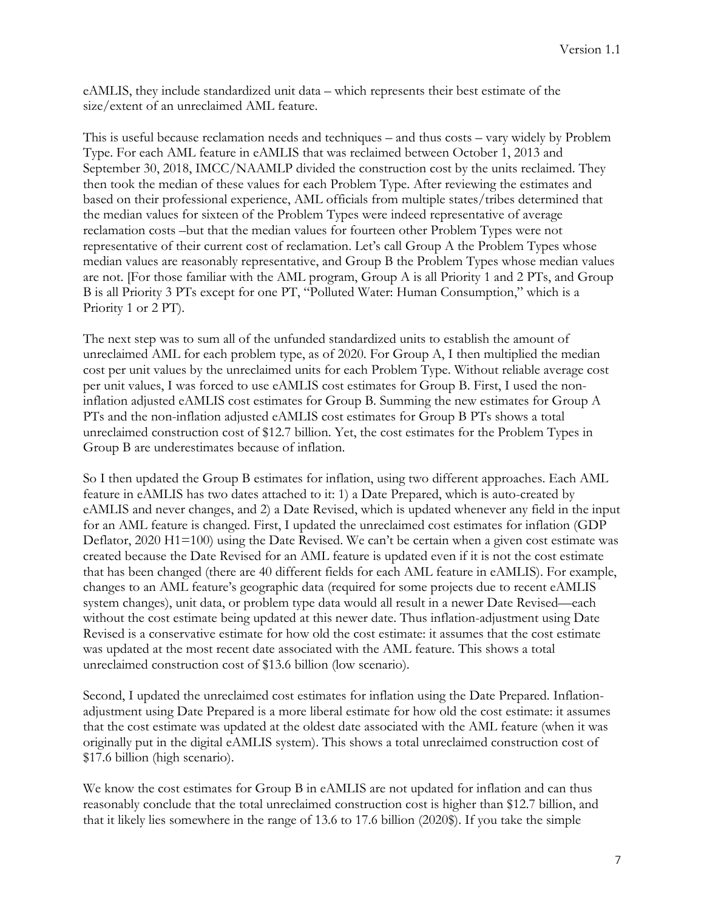eAMLIS, they include standardized unit data – which represents their best estimate of the size/extent of an unreclaimed AML feature.

This is useful because reclamation needs and techniques – and thus costs – vary widely by Problem Type. For each AML feature in eAMLIS that was reclaimed between October 1, 2013 and September 30, 2018, IMCC/NAAMLP divided the construction cost by the units reclaimed. They then took the median of these values for each Problem Type. After reviewing the estimates and based on their professional experience, AML officials from multiple states/tribes determined that the median values for sixteen of the Problem Types were indeed representative of average reclamation costs –but that the median values for fourteen other Problem Types were not representative of their current cost of reclamation. Let's call Group A the Problem Types whose median values are reasonably representative, and Group B the Problem Types whose median values are not. [For those familiar with the AML program, Group A is all Priority 1 and 2 PTs, and Group B is all Priority 3 PTs except for one PT, "Polluted Water: Human Consumption," which is a Priority 1 or 2 PT).

The next step was to sum all of the unfunded standardized units to establish the amount of unreclaimed AML for each problem type, as of 2020. For Group A, I then multiplied the median cost per unit values by the unreclaimed units for each Problem Type. Without reliable average cost per unit values, I was forced to use eAMLIS cost estimates for Group B. First, I used the non-inflation adjusted eAMLIS cost estimates for Group B. Summing the new estimates for Group A PTs and the non-inflation adjusted eAMLIS cost estimates for Group B PTs shows a total unreclaimed construction cost of $12.7 billion. Yet, the cost estimates for the Problem Types in Group B are underestimates because of inflation.

So I then updated the Group B estimates for inflation, using two different approaches. Each AML feature in eAMLIS has two dates attached to it: 1) a Date Prepared, which is auto-created by eAMLIS and never changes, and 2) a Date Revised, which is updated whenever any field in the input for an AML feature is changed. First, I updated the unreclaimed cost estimates for inflation (GDP Deflator, 2020 H1=100) using the Date Revised. We can't be certain when a given cost estimate was created because the Date Revised for an AML feature is updated even if it is not the cost estimate that has been changed (there are 40 different fields for each AML feature in eAMLIS). For example, changes to an AML feature's geographic data (required for some projects due to recent eAMLIS system changes), unit data, or problem type data would all result in a newer Date Revised—each without the cost estimate being updated at this newer date. Thus inflation-adjustment using Date Revised is a conservative estimate for how old the cost estimate: it assumes that the cost estimate was updated at the most recent date associated with the AML feature. This shows a total unreclaimed construction cost of $13.6 billion (low scenario).

Second, I updated the unreclaimed cost estimates for inflation using the Date Prepared. Inflation-adjustment using Date Prepared is a more liberal estimate for how old the cost estimate: it assumes that the cost estimate was updated at the oldest date associated with the AML feature (when it was originally put in the digital eAMLIS system). This shows a total unreclaimed construction cost of $17.6 billion (high scenario).

We know the cost estimates for Group B in eAMLIS are not updated for inflation and can thus reasonably conclude that the total unreclaimed construction cost is higher than $12.7 billion, and that it likely lies somewhere in the range of 13.6 to 17.6 billion (2020$). If you take the simple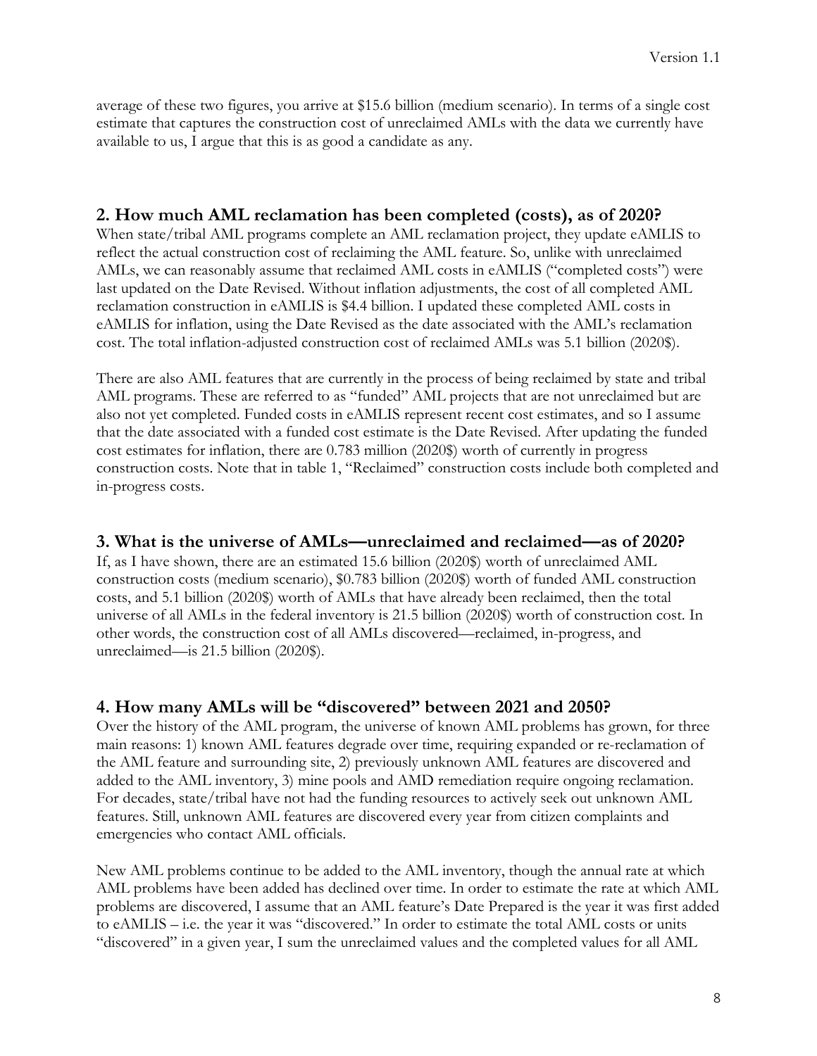average of these two figures, you arrive at $15.6 billion (medium scenario). In terms of a single cost estimate that captures the construction cost of unreclaimed AMLs with the data we currently have available to us, I argue that this is as good a candidate as any.

## 2. How much AML reclamation has been completed (costs), as of 2020?

When state/tribal AML programs complete an AML reclamation project, they update eAMLIS to reflect the actual construction cost of reclaiming the AML feature. So, unlike with unreclaimed AMLs, we can reasonably assume that reclaimed AML costs in eAMLIS ("completed costs") were last updated on the Date Revised. Without inflation adjustments, the cost of all completed AML reclamation construction in eAMLIS is $4.4 billion. I updated these completed AML costs in eAMLIS for inflation, using the Date Revised as the date associated with the AML's reclamation cost. The total inflation-adjusted construction cost of reclaimed AMLs was 5.1 billion (2020$).

There are also AML features that are currently in the process of being reclaimed by state and tribal AML programs. These are referred to as "funded" AML projects that are not unreclaimed but are also not yet completed. Funded costs in eAMLIS represent recent cost estimates, and so I assume that the date associated with a funded cost estimate is the Date Revised. After updating the funded cost estimates for inflation, there are 0.783 million (2020$) worth of currently in progress construction costs. Note that in table 1, "Reclaimed" construction costs include both completed and in-progress costs.

## 3. What is the universe of AMLs—unreclaimed and reclaimed—as of 2020?

If, as I have shown, there are an estimated 15.6 billion (2020$) worth of unreclaimed AML construction costs (medium scenario), $0.783 billion (2020$) worth of funded AML construction costs, and 5.1 billion (2020$) worth of AMLs that have already been reclaimed, then the total universe of all AMLs in the federal inventory is 21.5 billion (2020$) worth of construction cost. In other words, the construction cost of all AMLs discovered—reclaimed, in-progress, and unreclaimed—is 21.5 billion (2020$).

## 4. How many AMLs will be "discovered" between 2021 and 2050?

Over the history of the AML program, the universe of known AML problems has grown, for three main reasons: 1) known AML features degrade over time, requiring expanded or re-reclamation of the AML feature and surrounding site, 2) previously unknown AML features are discovered and added to the AML inventory, 3) mine pools and AMD remediation require ongoing reclamation. For decades, state/tribal have not had the funding resources to actively seek out unknown AML features. Still, unknown AML features are discovered every year from citizen complaints and emergencies who contact AML officials.

New AML problems continue to be added to the AML inventory, though the annual rate at which AML problems have been added has declined over time. In order to estimate the rate at which AML problems are discovered, I assume that an AML feature's Date Prepared is the year it was first added to eAMLIS – i.e. the year it was "discovered." In order to estimate the total AML costs or units "discovered" in a given year, I sum the unreclaimed values and the completed values for all AML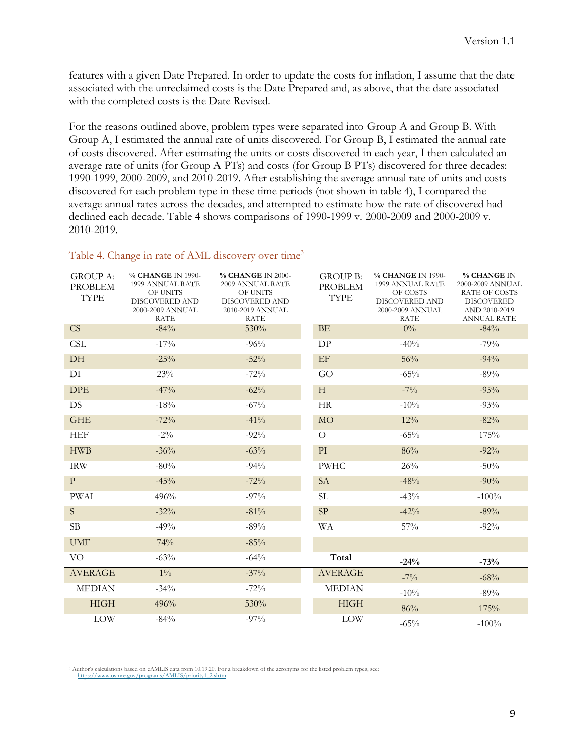features with a given Date Prepared. In order to update the costs for inflation, I assume that the date associated with the unreclaimed costs is the Date Prepared and, as above, that the date associated with the completed costs is the Date Revised.

For the reasons outlined above, problem types were separated into Group A and Group B. With Group A, I estimated the annual rate of units discovered. For Group B, I estimated the annual rate of costs discovered. After estimating the units or costs discovered in each year, I then calculated an average rate of units (for Group A PTs) and costs (for Group B PTs) discovered for three decades: 1990-1999, 2000-2009, and 2010-2019. After establishing the average annual rate of units and costs discovered for each problem type in these time periods (not shown in table 4), I compared the average annual rates across the decades, and attempted to estimate how the rate of discovered had declined each decade. Table 4 shows comparisons of 1990-1999 v. 2000-2009 and 2000-2009 v. 2010-2019.

### Table 4. Change in rate of AML discovery over time[3]

| GROUP A: PROBLEM TYPE | **% CHANGE** IN 1990-1999 ANNUAL RATE OF UNITS DISCOVERED AND 2000-2009 ANNUAL RATE | **% CHANGE** IN 2000-2009 ANNUAL RATE OF UNITS DISCOVERED AND 2010-2019 ANNUAL RATE | GROUP B: PROBLEM TYPE | **% CHANGE** IN 1990-1999 ANNUAL RATE OF COSTS DISCOVERED AND 2000-2009 ANNUAL RATE | **% CHANGE** IN 2000-2009 ANNUAL RATE OF COSTS DISCOVERED AND 2010-2019 ANNUAL RATE |
|---|---|---|---|---|---|
| CS | -84% | 530% | BE | 0% | -84% |
| CSL | -17% | -96% | DP | -40% | -79% |
| DH | -25% | -52% | EF | 56% | -94% |
| DI | 23% | -72% | GO | -65% | -89% |
| DPE | -47% | -62% | H | -7% | -95% |
| DS | -18% | -67% | HR | -10% | -93% |
| GHE | -72% | -41% | MO | 12% | -82% |
| HEF | -2% | -92% | O | -65% | 175% |
| HWB | -36% | -63% | PI | 86% | -92% |
| IRW | -80% | -94% | PWHC | 26% | -50% |
| P | -45% | -72% | SA | -48% | -90% |
| PWAI | 496% | -97% | SL | -43% | -100% |
| S | -32% | -81% | SP | -42% | -89% |
| SB | -49% | -89% | WA | 57% | -92% |
| UMF | 74% | -85% | | | |
| VO | -63% | -64% | **Total** | **-24%** | **-73%** |
| AVERAGE | 1% | -37% | AVERAGE | -7% | -68% |
| MEDIAN | -34% | -72% | MEDIAN | -10% | -89% |
| HIGH | 496% | 530% | HIGH | 86% | 175% |
| LOW | -84% | -97% | LOW | -65% | -100% |

[3] Author's calculations based on eAMLIS data from 10.19.20. For a breakdown of the acronyms for the listed problem types, see: https://www.osmre.gov/programs/AMLIS/priority1_2.shtm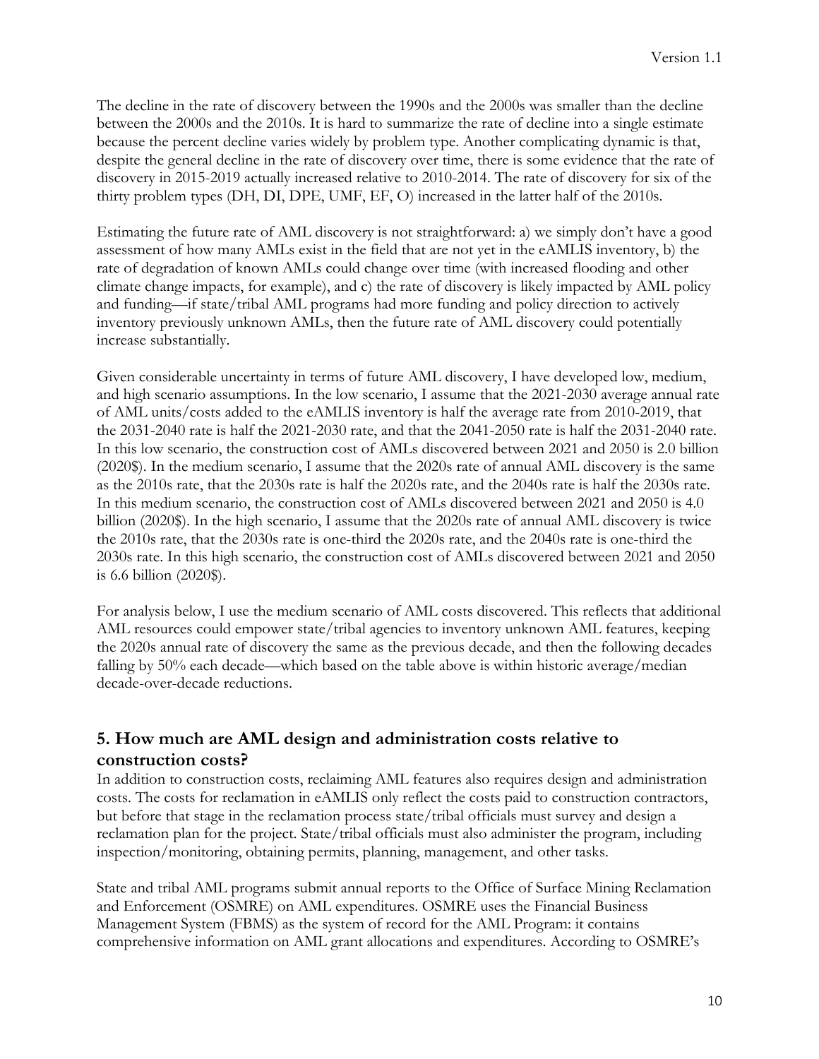The decline in the rate of discovery between the 1990s and the 2000s was smaller than the decline between the 2000s and the 2010s. It is hard to summarize the rate of decline into a single estimate because the percent decline varies widely by problem type. Another complicating dynamic is that, despite the general decline in the rate of discovery over time, there is some evidence that the rate of discovery in 2015-2019 actually increased relative to 2010-2014. The rate of discovery for six of the thirty problem types (DH, DI, DPE, UMF, EF, O) increased in the latter half of the 2010s.

Estimating the future rate of AML discovery is not straightforward: a) we simply don't have a good assessment of how many AMLs exist in the field that are not yet in the eAMLIS inventory, b) the rate of degradation of known AMLs could change over time (with increased flooding and other climate change impacts, for example), and c) the rate of discovery is likely impacted by AML policy and funding—if state/tribal AML programs had more funding and policy direction to actively inventory previously unknown AMLs, then the future rate of AML discovery could potentially increase substantially.

Given considerable uncertainty in terms of future AML discovery, I have developed low, medium, and high scenario assumptions. In the low scenario, I assume that the 2021-2030 average annual rate of AML units/costs added to the eAMLIS inventory is half the average rate from 2010-2019, that the 2031-2040 rate is half the 2021-2030 rate, and that the 2041-2050 rate is half the 2031-2040 rate. In this low scenario, the construction cost of AMLs discovered between 2021 and 2050 is 2.0 billion (2020$). In the medium scenario, I assume that the 2020s rate of annual AML discovery is the same as the 2010s rate, that the 2030s rate is half the 2020s rate, and the 2040s rate is half the 2030s rate. In this medium scenario, the construction cost of AMLs discovered between 2021 and 2050 is 4.0 billion (2020$). In the high scenario, I assume that the 2020s rate of annual AML discovery is twice the 2010s rate, that the 2030s rate is one-third the 2020s rate, and the 2040s rate is one-third the 2030s rate. In this high scenario, the construction cost of AMLs discovered between 2021 and 2050 is 6.6 billion (2020$).

For analysis below, I use the medium scenario of AML costs discovered. This reflects that additional AML resources could empower state/tribal agencies to inventory unknown AML features, keeping the 2020s annual rate of discovery the same as the previous decade, and then the following decades falling by 50% each decade—which based on the table above is within historic average/median decade-over-decade reductions.

## 5. How much are AML design and administration costs relative to construction costs?

In addition to construction costs, reclaiming AML features also requires design and administration costs. The costs for reclamation in eAMLIS only reflect the costs paid to construction contractors, but before that stage in the reclamation process state/tribal officials must survey and design a reclamation plan for the project. State/tribal officials must also administer the program, including inspection/monitoring, obtaining permits, planning, management, and other tasks.

State and tribal AML programs submit annual reports to the Office of Surface Mining Reclamation and Enforcement (OSMRE) on AML expenditures. OSMRE uses the Financial Business Management System (FBMS) as the system of record for the AML Program: it contains comprehensive information on AML grant allocations and expenditures. According to OSMRE's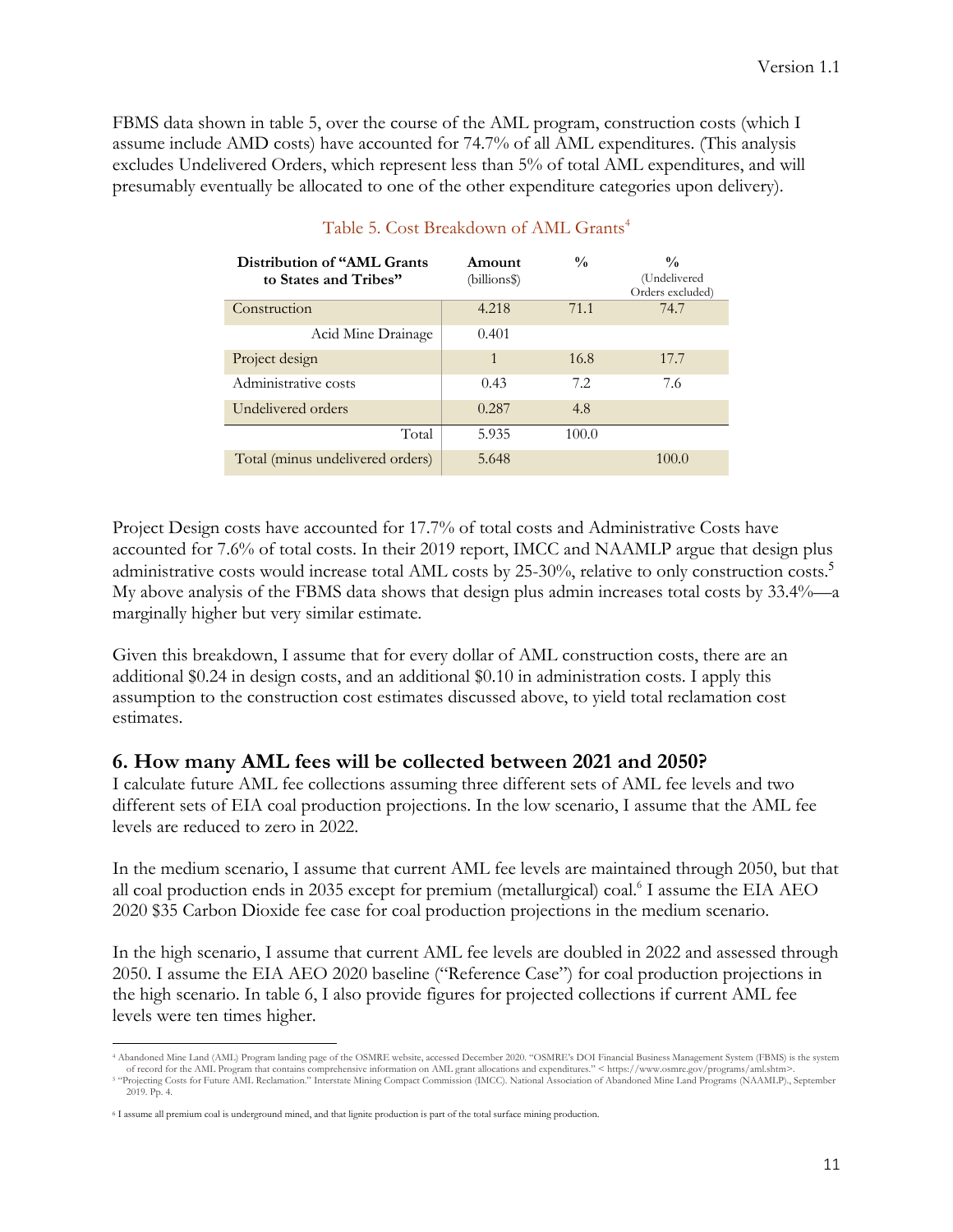FBMS data shown in table 5, over the course of the AML program, construction costs (which I assume include AMD costs) have accounted for 74.7% of all AML expenditures. (This analysis excludes Undelivered Orders, which represent less than 5% of total AML expenditures, and will presumably eventually be allocated to one of the other expenditure categories upon delivery).

Table 5. Cost Breakdown of AML Grants[4]

| Distribution of "AML Grants to States and Tribes" | Amount (billions$) | % | % (Undelivered Orders excluded) |
|---|---|---|---|
| Construction | 4.218 | 71.1 | 74.7 |
| Acid Mine Drainage | 0.401 | | |
| Project design | 1 | 16.8 | 17.7 |
| Administrative costs | 0.43 | 7.2 | 7.6 |
| Undelivered orders | 0.287 | 4.8 | |
| Total | 5.935 | 100.0 | |
| Total (minus undelivered orders) | 5.648 | | 100.0 |

Project Design costs have accounted for 17.7% of total costs and Administrative Costs have accounted for 7.6% of total costs. In their 2019 report, IMCC and NAAMLP argue that design plus administrative costs would increase total AML costs by 25-30%, relative to only construction costs.[5] My above analysis of the FBMS data shows that design plus admin increases total costs by 33.4%—a marginally higher but very similar estimate.

Given this breakdown, I assume that for every dollar of AML construction costs, there are an additional $0.24 in design costs, and an additional $0.10 in administration costs. I apply this assumption to the construction cost estimates discussed above, to yield total reclamation cost estimates.

## 6. How many AML fees will be collected between 2021 and 2050?

I calculate future AML fee collections assuming three different sets of AML fee levels and two different sets of EIA coal production projections. In the low scenario, I assume that the AML fee levels are reduced to zero in 2022.

In the medium scenario, I assume that current AML fee levels are maintained through 2050, but that all coal production ends in 2035 except for premium (metallurgical) coal.[6] I assume the EIA AEO 2020 $35 Carbon Dioxide fee case for coal production projections in the medium scenario.

In the high scenario, I assume that current AML fee levels are doubled in 2022 and assessed through 2050. I assume the EIA AEO 2020 baseline ("Reference Case") for coal production projections in the high scenario. In table 6, I also provide figures for projected collections if current AML fee levels were ten times higher.

---

[4] Abandoned Mine Land (AML) Program landing page of the OSMRE website, accessed December 2020. "OSMRE's DOI Financial Business Management System (FBMS) is the system of record for the AML Program that contains comprehensive information on AML grant allocations and expenditures." < https://www.osmre.gov/programs/aml.shtm>.

[5] "Projecting Costs for Future AML Reclamation." Interstate Mining Compact Commission (IMCC). National Association of Abandoned Mine Land Programs (NAAMLP)., September 2019. Pp. 4.

[6] I assume all premium coal is underground mined, and that lignite production is part of the total surface mining production.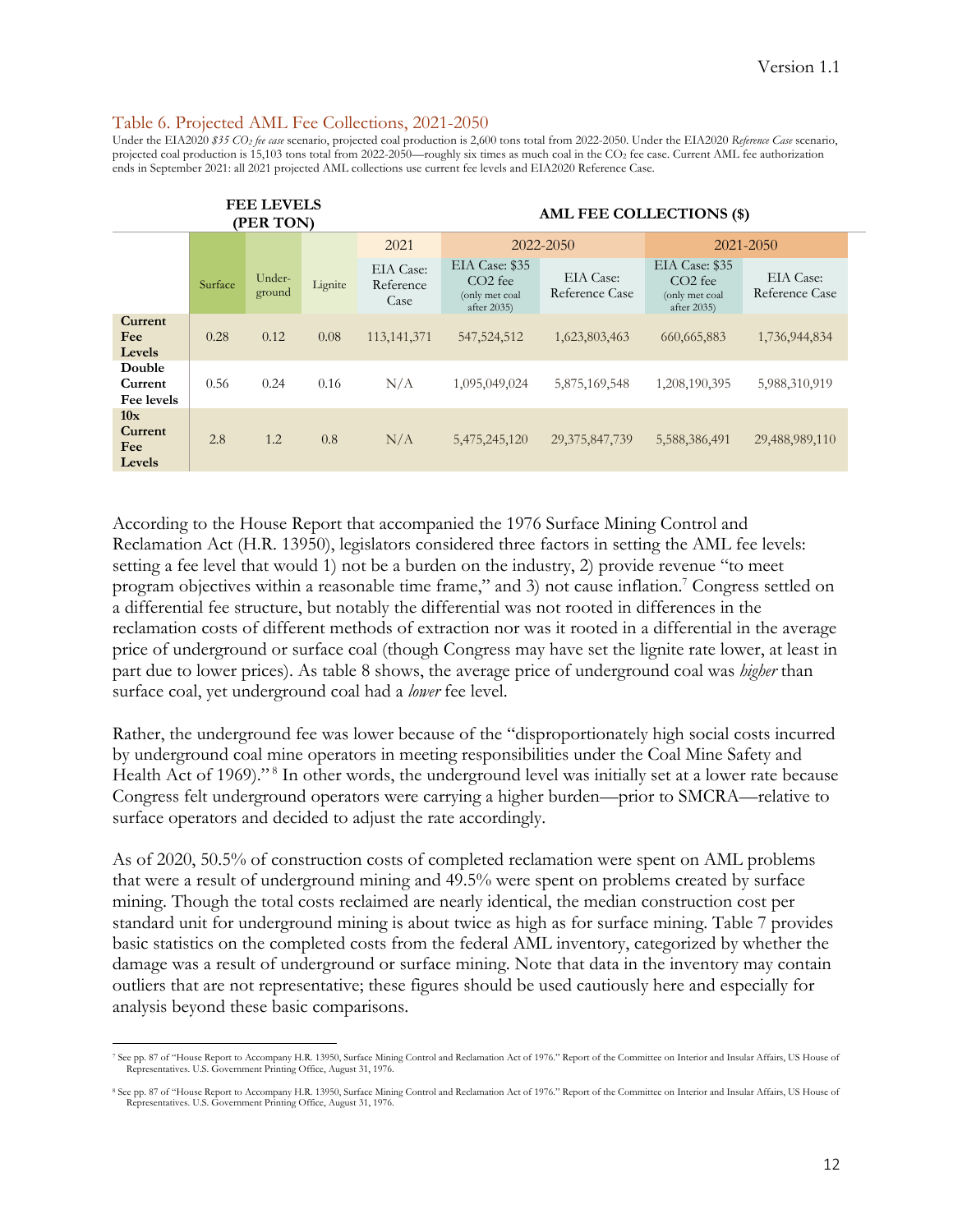### Table 6. Projected AML Fee Collections, 2021-2050

Under the EIA2020 *$35 $CO_2$ fee case* scenario, projected coal production is 2,600 tons total from 2022-2050. Under the EIA2020 *Reference Case* scenario, projected coal production is 15,103 tons total from 2022-2050—roughly six times as much coal in the $CO_2$ fee case. Current AML fee authorization ends in September 2021: all 2021 projected AML collections use current fee levels and EIA2020 Reference Case.

| | FEE LEVELS (PER TON) | | | AML FEE COLLECTIONS ($) | | | | |
|---|---|---|---|---|---|---|---|---|
| | | | | 2021 | 2022-2050 | | 2021-2050 | |
| | Surface | Under-ground | Lignite | EIA Case: Reference Case | EIA Case: $35 CO2 fee (only met coal after 2035) | EIA Case: Reference Case | EIA Case: $35 CO2 fee (only met coal after 2035) | EIA Case: Reference Case |
| **Current Fee Levels** | 0.28 | 0.12 | 0.08 | 113,141,371 | 547,524,512 | 1,623,803,463 | 660,665,883 | 1,736,944,834 |
| **Double Current Fee levels** | 0.56 | 0.24 | 0.16 | N/A | 1,095,049,024 | 5,875,169,548 | 1,208,190,395 | 5,988,310,919 |
| **10x Current Fee Levels** | 2.8 | 1.2 | 0.8 | N/A | 5,475,245,120 | 29,375,847,739 | 5,588,386,491 | 29,488,989,110 |

According to the House Report that accompanied the 1976 Surface Mining Control and Reclamation Act (H.R. 13950), legislators considered three factors in setting the AML fee levels: setting a fee level that would 1) not be a burden on the industry, 2) provide revenue "to meet program objectives within a reasonable time frame," and 3) not cause inflation.[7] Congress settled on a differential fee structure, but notably the differential was not rooted in differences in the reclamation costs of different methods of extraction nor was it rooted in a differential in the average price of underground or surface coal (though Congress may have set the lignite rate lower, at least in part due to lower prices). As table 8 shows, the average price of underground coal was *higher* than surface coal, yet underground coal had a *lower* fee level.

Rather, the underground fee was lower because of the "disproportionately high social costs incurred by underground coal mine operators in meeting responsibilities under the Coal Mine Safety and Health Act of 1969)."[8] In other words, the underground level was initially set at a lower rate because Congress felt underground operators were carrying a higher burden—prior to SMCRA—relative to surface operators and decided to adjust the rate accordingly.

As of 2020, 50.5% of construction costs of completed reclamation were spent on AML problems that were a result of underground mining and 49.5% were spent on problems created by surface mining. Though the total costs reclaimed are nearly identical, the median construction cost per standard unit for underground mining is about twice as high as for surface mining. Table 7 provides basic statistics on the completed costs from the federal AML inventory, categorized by whether the damage was a result of underground or surface mining. Note that data in the inventory may contain outliers that are not representative; these figures should be used cautiously here and especially for analysis beyond these basic comparisons.

---

[7] See pp. 87 of "House Report to Accompany H.R. 13950, Surface Mining Control and Reclamation Act of 1976." Report of the Committee on Interior and Insular Affairs, US House of Representatives. U.S. Government Printing Office, August 31, 1976.

[8] See pp. 87 of "House Report to Accompany H.R. 13950, Surface Mining Control and Reclamation Act of 1976." Report of the Committee on Interior and Insular Affairs, US House of Representatives. U.S. Government Printing Office, August 31, 1976.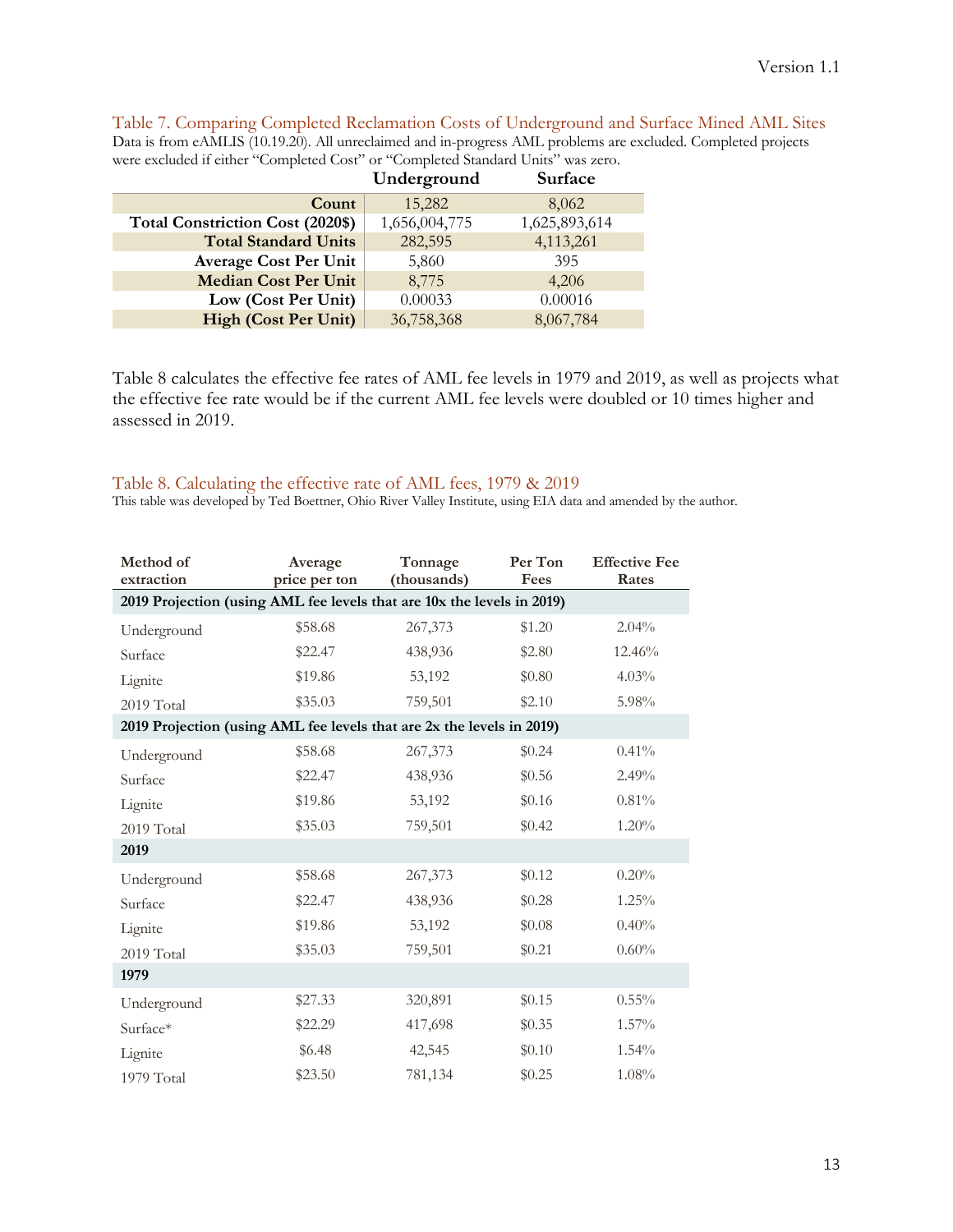### Table 7. Comparing Completed Reclamation Costs of Underground and Surface Mined AML Sites

Data is from eAMLIS (10.19.20). All unreclaimed and in-progress AML problems are excluded. Completed projects were excluded if either "Completed Cost" or "Completed Standard Units" was zero.

| | Underground | Surface |
|---|---|---|
| **Count** | 15,282 | 8,062 |
| **Total Constriction Cost (2020$)** | 1,656,004,775 | 1,625,893,614 |
| **Total Standard Units** | 282,595 | 4,113,261 |
| **Average Cost Per Unit** | 5,860 | 395 |
| **Median Cost Per Unit** | 8,775 | 4,206 |
| **Low (Cost Per Unit)** | 0.00033 | 0.00016 |
| **High (Cost Per Unit)** | 36,758,368 | 8,067,784 |

Table 8 calculates the effective fee rates of AML fee levels in 1979 and 2019, as well as projects what the effective fee rate would be if the current AML fee levels were doubled or 10 times higher and assessed in 2019.

### Table 8. Calculating the effective rate of AML fees, 1979 & 2019

This table was developed by Ted Boettner, Ohio River Valley Institute, using EIA data and amended by the author.

| Method of extraction | Average price per ton | Tonnage (thousands) | Per Ton Fees | Effective Fee Rates |
|---|---|---|---|---|
| **2019 Projection (using AML fee levels that are 10x the levels in 2019)** | | | | |
| Underground | $58.68 | 267,373 | $1.20 | 2.04% |
| Surface | $22.47 | 438,936 | $2.80 | 12.46% |
| Lignite | $19.86 | 53,192 | $0.80 | 4.03% |
| 2019 Total | $35.03 | 759,501 | $2.10 | 5.98% |
| **2019 Projection (using AML fee levels that are 2x the levels in 2019)** | | | | |
| Underground | $58.68 | 267,373 | $0.24 | 0.41% |
| Surface | $22.47 | 438,936 | $0.56 | 2.49% |
| Lignite | $19.86 | 53,192 | $0.16 | 0.81% |
| 2019 Total | $35.03 | 759,501 | $0.42 | 1.20% |
| **2019** | | | | |
| Underground | $58.68 | 267,373 | $0.12 | 0.20% |
| Surface | $22.47 | 438,936 | $0.28 | 1.25% |
| Lignite | $19.86 | 53,192 | $0.08 | 0.40% |
| 2019 Total | $35.03 | 759,501 | $0.21 | 0.60% |
| **1979** | | | | |
| Underground | $27.33 | 320,891 | $0.15 | 0.55% |
| Surface* | $22.29 | 417,698 | $0.35 | 1.57% |
| Lignite | $6.48 | 42,545 | $0.10 | 1.54% |
| 1979 Total | $23.50 | 781,134 | $0.25 | 1.08% |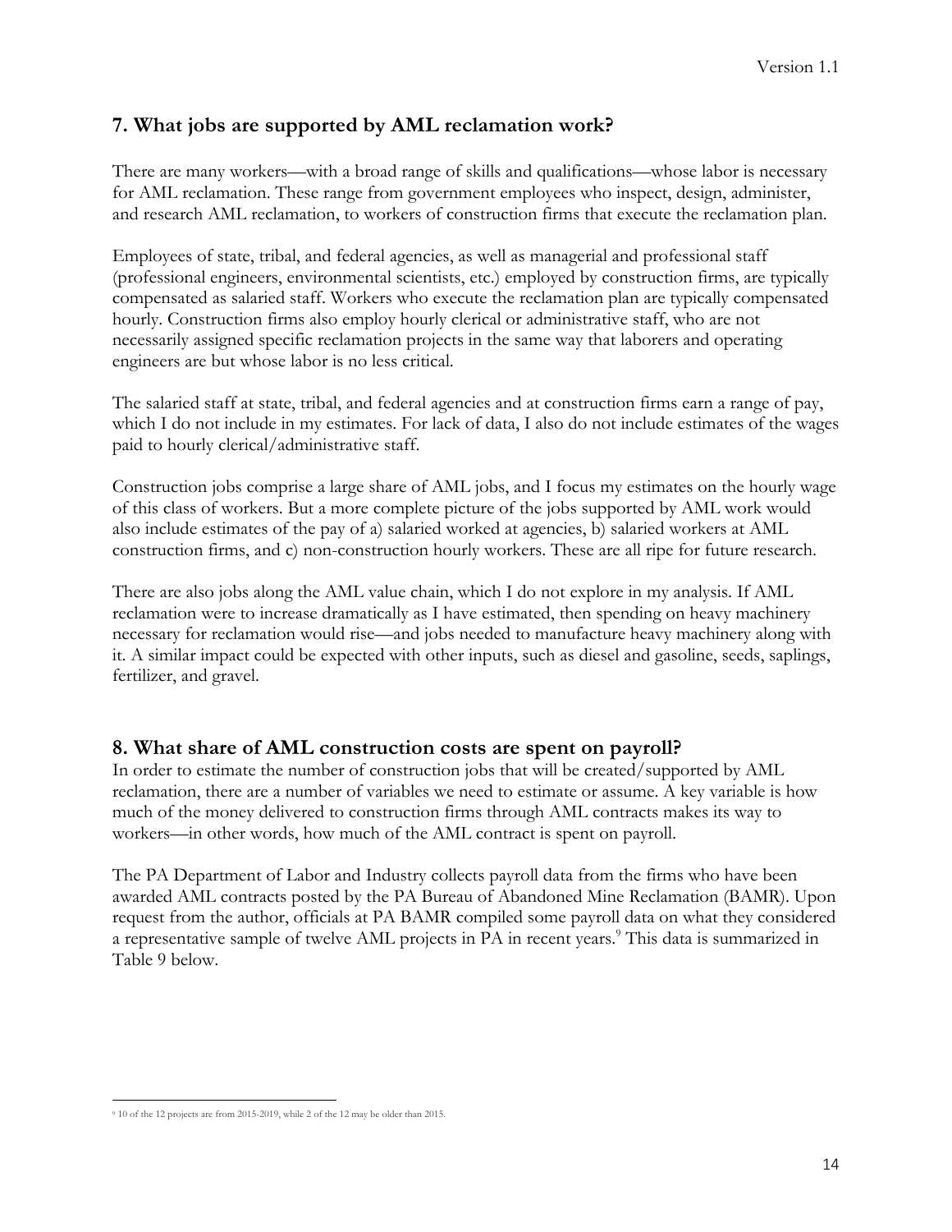## 7. What jobs are supported by AML reclamation work?

There are many workers—with a broad range of skills and qualifications—whose labor is necessary for AML reclamation. These range from government employees who inspect, design, administer, and research AML reclamation, to workers of construction firms that execute the reclamation plan.

Employees of state, tribal, and federal agencies, as well as managerial and professional staff (professional engineers, environmental scientists, etc.) employed by construction firms, are typically compensated as salaried staff. Workers who execute the reclamation plan are typically compensated hourly. Construction firms also employ hourly clerical or administrative staff, who are not necessarily assigned specific reclamation projects in the same way that laborers and operating engineers are but whose labor is no less critical.

The salaried staff at state, tribal, and federal agencies and at construction firms earn a range of pay, which I do not include in my estimates. For lack of data, I also do not include estimates of the wages paid to hourly clerical/administrative staff.

Construction jobs comprise a large share of AML jobs, and I focus my estimates on the hourly wage of this class of workers. But a more complete picture of the jobs supported by AML work would also include estimates of the pay of a) salaried worked at agencies, b) salaried workers at AML construction firms, and c) non-construction hourly workers. These are all ripe for future research.

There are also jobs along the AML value chain, which I do not explore in my analysis. If AML reclamation were to increase dramatically as I have estimated, then spending on heavy machinery necessary for reclamation would rise—and jobs needed to manufacture heavy machinery along with it. A similar impact could be expected with other inputs, such as diesel and gasoline, seeds, saplings, fertilizer, and gravel.

## 8. What share of AML construction costs are spent on payroll?

In order to estimate the number of construction jobs that will be created/supported by AML reclamation, there are a number of variables we need to estimate or assume. A key variable is how much of the money delivered to construction firms through AML contracts makes its way to workers—in other words, how much of the AML contract is spent on payroll.

The PA Department of Labor and Industry collects payroll data from the firms who have been awarded AML contracts posted by the PA Bureau of Abandoned Mine Reclamation (BAMR). Upon request from the author, officials at PA BAMR compiled some payroll data on what they considered a representative sample of twelve AML projects in PA in recent years.[9] This data is summarized in Table 9 below.

[9] 10 of the 12 projects are from 2015-2019, while 2 of the 12 may be older than 2015.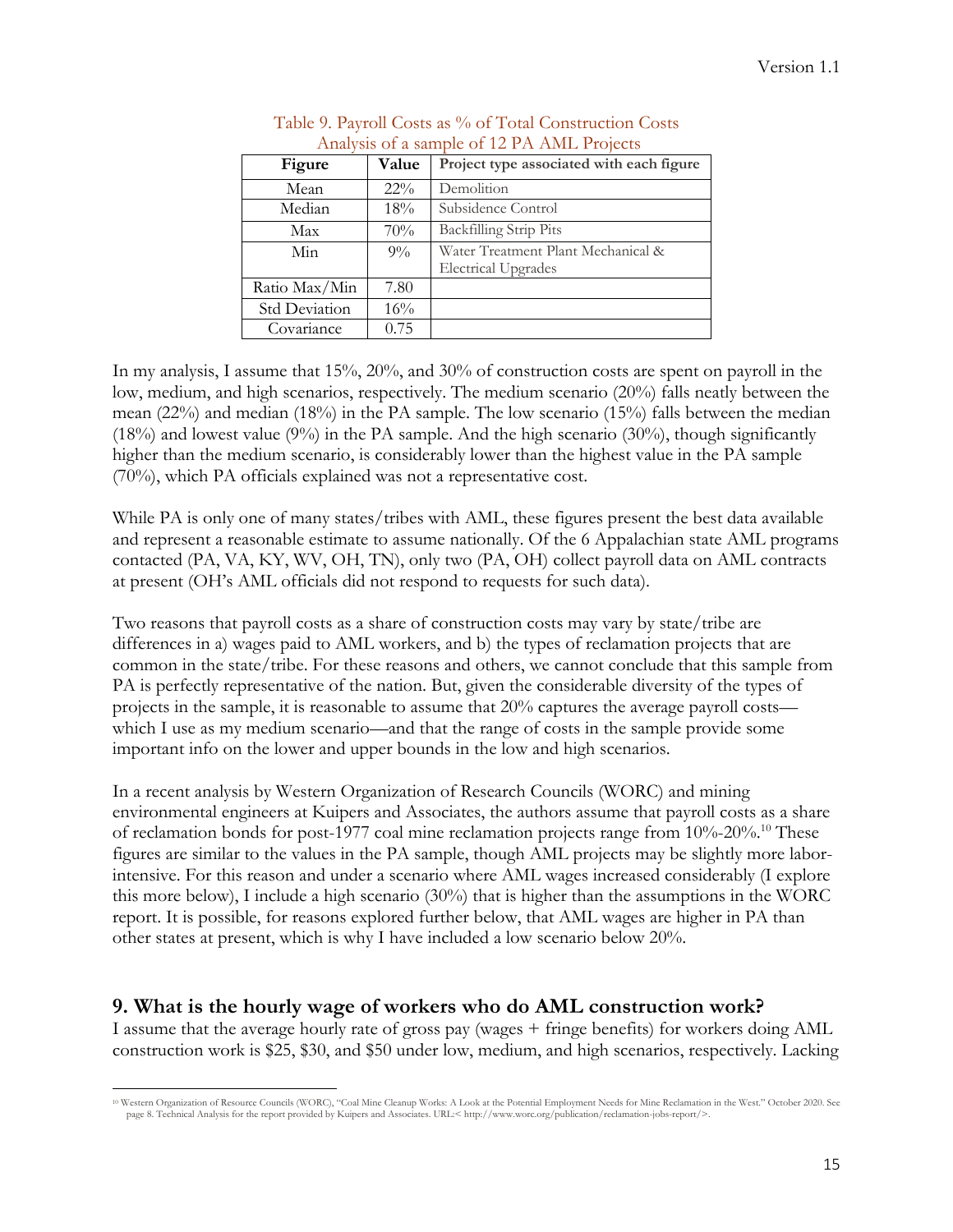Table 9. Payroll Costs as % of Total Construction Costs
Analysis of a sample of 12 PA AML Projects

| Figure | Value | Project type associated with each figure |
|---|---|---|
| Mean | 22% | Demolition |
| Median | 18% | Subsidence Control |
| Max | 70% | Backfilling Strip Pits |
| Min | 9% | Water Treatment Plant Mechanical & Electrical Upgrades |
| Ratio Max/Min | 7.80 | |
| Std Deviation | 16% | |
| Covariance | 0.75 | |

In my analysis, I assume that 15%, 20%, and 30% of construction costs are spent on payroll in the low, medium, and high scenarios, respectively. The medium scenario (20%) falls neatly between the mean (22%) and median (18%) in the PA sample. The low scenario (15%) falls between the median (18%) and lowest value (9%) in the PA sample. And the high scenario (30%), though significantly higher than the medium scenario, is considerably lower than the highest value in the PA sample (70%), which PA officials explained was not a representative cost.

While PA is only one of many states/tribes with AML, these figures present the best data available and represent a reasonable estimate to assume nationally. Of the 6 Appalachian state AML programs contacted (PA, VA, KY, WV, OH, TN), only two (PA, OH) collect payroll data on AML contracts at present (OH's AML officials did not respond to requests for such data).

Two reasons that payroll costs as a share of construction costs may vary by state/tribe are differences in a) wages paid to AML workers, and b) the types of reclamation projects that are common in the state/tribe. For these reasons and others, we cannot conclude that this sample from PA is perfectly representative of the nation. But, given the considerable diversity of the types of projects in the sample, it is reasonable to assume that 20% captures the average payroll costs—which I use as my medium scenario—and that the range of costs in the sample provide some important info on the lower and upper bounds in the low and high scenarios.

In a recent analysis by Western Organization of Research Councils (WORC) and mining environmental engineers at Kuipers and Associates, the authors assume that payroll costs as a share of reclamation bonds for post-1977 coal mine reclamation projects range from 10%-20%.[10] These figures are similar to the values in the PA sample, though AML projects may be slightly more labor-intensive. For this reason and under a scenario where AML wages increased considerably (I explore this more below), I include a high scenario (30%) that is higher than the assumptions in the WORC report. It is possible, for reasons explored further below, that AML wages are higher in PA than other states at present, which is why I have included a low scenario below 20%.

## 9. What is the hourly wage of workers who do AML construction work?

I assume that the average hourly rate of gross pay (wages + fringe benefits) for workers doing AML construction work is $25, $30, and $50 under low, medium, and high scenarios, respectively. Lacking

[10] Western Organization of Resource Councils (WORC), "Coal Mine Cleanup Works: A Look at the Potential Employment Needs for Mine Reclamation in the West." October 2020. See page 8. Technical Analysis for the report provided by Kuipers and Associates. URL:< http://www.worc.org/publication/reclamation-jobs-report/>.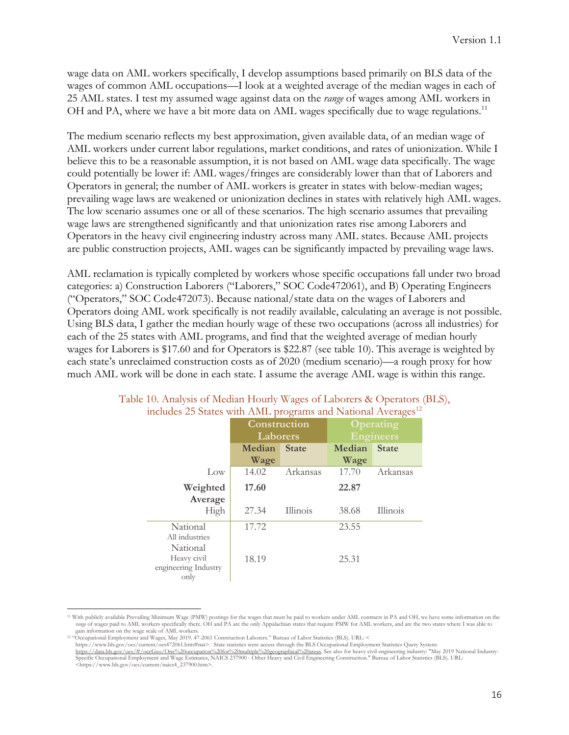wage data on AML workers specifically, I develop assumptions based primarily on BLS data of the wages of common AML occupations—I look at a weighted average of the median wages in each of 25 AML states. I test my assumed wage against data on the *range* of wages among AML workers in OH and PA, where we have a bit more data on AML wages specifically due to wage regulations.[11]

The medium scenario reflects my best approximation, given available data, of an median wage of AML workers under current labor regulations, market conditions, and rates of unionization. While I believe this to be a reasonable assumption, it is not based on AML wage data specifically. The wage could potentially be lower if: AML wages/fringes are considerably lower than that of Laborers and Operators in general; the number of AML workers is greater in states with below-median wages; prevailing wage laws are weakened or unionization declines in states with relatively high AML wages. The low scenario assumes one or all of these scenarios. The high scenario assumes that prevailing wage laws are strengthened significantly and that unionization rates rise among Laborers and Operators in the heavy civil engineering industry across many AML states. Because AML projects are public construction projects, AML wages can be significantly impacted by prevailing wage laws.

AML reclamation is typically completed by workers whose specific occupations fall under two broad categories: a) Construction Laborers ("Laborers," SOC Code472061), and B) Operating Engineers ("Operators," SOC Code472073). Because national/state data on the wages of Laborers and Operators doing AML work specifically is not readily available, calculating an average is not possible. Using BLS data, I gather the median hourly wage of these two occupations (across all industries) for each of the 25 states with AML programs, and find that the weighted average of median hourly wages for Laborers is $17.60 and for Operators is $22.87 (see table 10). This average is weighted by each state's unreclaimed construction costs as of 2020 (medium scenario)—a rough proxy for how much AML work will be done in each state. I assume the average AML wage is within this range.

Table 10. Analysis of Median Hourly Wages of Laborers & Operators (BLS), includes 25 States with AML programs and National Averages[12]

| | Construction Laborers | | Operating Engineers | |
|---|---|---|---|---|
| | **Median Wage** | **State** | **Median Wage** | **State** |
| Low | 14.02 | Arkansas | 17.70 | Arkansas |
| **Weighted Average** | **17.60** | | **22.87** | |
| High | 27.34 | Illinois | 38.68 | Illinois |
| National All industries | 17.72 | | 23.55 | |
| National Heavy civil engineering Industry only | 18.19 | | 25.31 | |

[11] With publicly available Prevailing Minimum Wage (PMW) postings for the wages that must be paid to workers under AML contracts in PA and OH, we have some information on the *range* of wages paid to AML workers specifically there. OH and PA are the only Appalachian states that require PMW for AML workers, and are the two states where I was able to gain information on the wage scale of AML workers.

[12] "Occupational Employment and Wages, May 2019. 47-2061 Construction Laborers." Bureau of Labor Statistics (BLS). URL: < https://www.bls.gov/oes/current/oes472061.htm#nat>. State statistics were access through the BLS Occupational Employment Statistics Query System: https://data.bls.gov/oes/#/occGeo/One%20occupation%20for%20multiple%20geographical%20areas. See also for heavy civil engineering industry: "May 2019 National Industry-Specific Occupational Employment and Wage Estimates, NAICS 237900 - Other Heavy and Civil Engineering Construction." Bureau of Labor Statistics (BLS). URL: <https://www.bls.gov/oes/current/naics4_237900.htm>.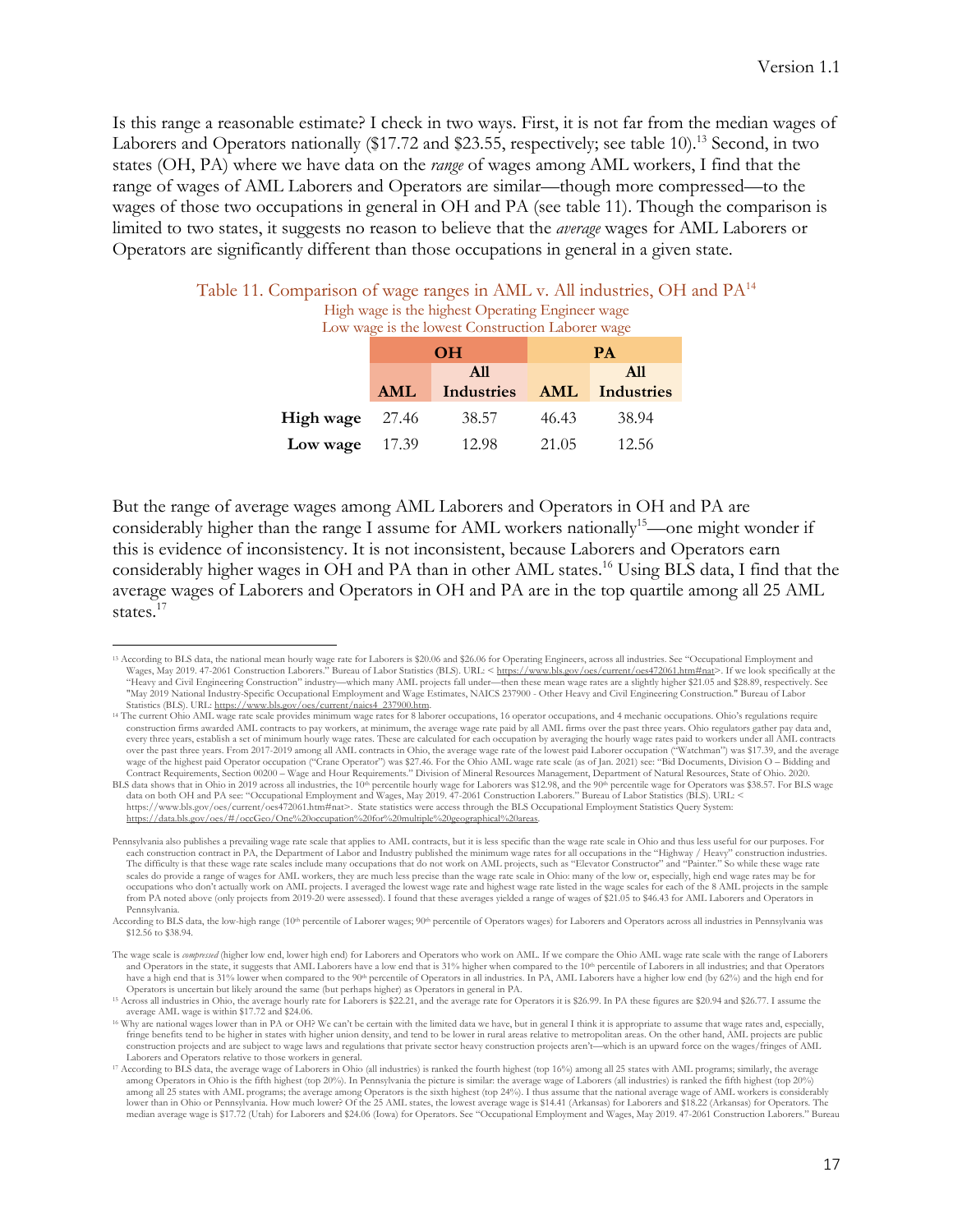Is this range a reasonable estimate? I check in two ways. First, it is not far from the median wages of Laborers and Operators nationally ($17.72 and $23.55, respectively; see table 10).[13] Second, in two states (OH, PA) where we have data on the *range* of wages among AML workers, I find that the range of wages of AML Laborers and Operators are similar—though more compressed—to the wages of those two occupations in general in OH and PA (see table 11). Though the comparison is limited to two states, it suggests no reason to believe that the *average* wages for AML Laborers or Operators are significantly different than those occupations in general in a given state.

Table 11. Comparison of wage ranges in AML v. All industries, OH and PA[14]

High wage is the highest Operating Engineer wage

Low wage is the lowest Construction Laborer wage

| | OH | | PA | |
|---|---|---|---|---|
| | **AML** | **All Industries** | **AML** | **All Industries** |
| **High wage** | 27.46 | 38.57 | 46.43 | 38.94 |
| **Low wage** | 17.39 | 12.98 | 21.05 | 12.56 |

But the range of average wages among AML Laborers and Operators in OH and PA are considerably higher than the range I assume for AML workers nationally[15]—one might wonder if this is evidence of inconsistency. It is not inconsistent, because Laborers and Operators earn considerably higher wages in OH and PA than in other AML states.[16] Using BLS data, I find that the average wages of Laborers and Operators in OH and PA are in the top quartile among all 25 AML states.[17]

---

[13] According to BLS data, the national mean hourly wage rate for Laborers is $20.06 and $26.06 for Operating Engineers, across all industries. See "Occupational Employment and Wages, May 2019. 47-2061 Construction Laborers." Bureau of Labor Statistics (BLS). URL: < https://www.bls.gov/oes/current/oes472061.htm#nat>. If we look specifically at the "Heavy and Civil Engineering Construction" industry—which many AML projects fall under—then these mean wage rates are a slightly higher $21.05 and $28.89, respectively. See "May 2019 National Industry-Specific Occupational Employment and Wage Estimates, NAICS 237900 - Other Heavy and Civil Engineering Construction." Bureau of Labor Statistics (BLS). URL: https://www.bls.gov/oes/current/naics4_237900.htm.

[14] The current Ohio AML wage rate scale provides minimum wage rates for 8 laborer occupations, 16 operator occupations, and 4 mechanic occupations. Ohio's regulations require construction firms awarded AML contracts to pay workers, at minimum, the average wage rate paid by all AML firms over the past three years. Ohio regulators gather pay data and, every three years, establish a set of minimum hourly wage rates. These are calculated for each occupation by averaging the hourly wage rates paid to workers under all AML contracts over the past three years. From 2017-2019 among all AML contracts in Ohio, the average wage rate of the lowest paid Laborer occupation ("Watchman") was $17.39, and the average wage of the highest paid Operator occupation ("Crane Operator") was $27.46. For the Ohio AML wage rate scale (as of Jan. 2021) see: "Bid Documents, Division O – Bidding and Contract Requirements, Section 00200 – Wage and Hour Requirements." Division of Mineral Resources Management, Department of Natural Resources, State of Ohio. 2020.

BLS data shows that in Ohio in 2019 across all industries, the 10th percentile hourly wage for Laborers was $12.98, and the 90th percentile wage for Operators was $38.57. For BLS wage data on both OH and PA see: "Occupational Employment and Wages, May 2019. 47-2061 Construction Laborers." Bureau of Labor Statistics (BLS). URL: < https://www.bls.gov/oes/current/oes472061.htm#nat>. State statistics were access through the BLS Occupational Employment Statistics Query System: https://data.bls.gov/oes/#/occGeo/One%20occupation%20for%20multiple%20geographical%20areas.

Pennsylvania also publishes a prevailing wage rate scale that applies to AML contracts, but it is less specific than the wage rate scale in Ohio and thus less useful for our purposes. For each construction contract in PA, the Department of Labor and Industry published the minimum wage rates for all occupations in the "Highway / Heavy" construction industries. The difficulty is that these wage rate scales include many occupations that do not work on AML projects, such as "Elevator Constructor" and "Painter." So while these wage rate scales do provide a range of wages for AML workers, they are much less precise than the wage rate scale in Ohio: many of the low or, especially, high end wage rates may be for occupations who don't actually work on AML projects. I averaged the lowest wage rate and highest wage rate listed in the wage scales for each of the 8 AML projects in the sample from PA noted above (only projects from 2019-20 were assessed). I found that these averages yielded a range of wages of $21.05 to $46.43 for AML Laborers and Operators in Pennsylvania.

According to BLS data, the low-high range (10th percentile of Laborer wages; 90th percentile of Operators wages) for Laborers and Operators across all industries in Pennsylvania was $12.56 to $38.94.

The wage scale is *compressed* (higher low end, lower high end) for Laborers and Operators who work on AML. If we compare the Ohio AML wage rate scale with the range of Laborers and Operators in the state, it suggests that AML Laborers have a low end that is 31% higher when compared to the 10th percentile of Laborers in all industries; and that Operators have a high end that is 31% lower when compared to the 90th percentile of Operators in all industries. In PA, AML Laborers have a higher low end (by 62%) and the high end for Operators is uncertain but likely around the same (but perhaps higher) as Operators in general in PA.

[15] Across all industries in Ohio, the average hourly rate for Laborers is $22.21, and the average rate for Operators it is $26.99. In PA these figures are $20.94 and $26.77. I assume the average AML wage is within $17.72 and $24.06.

[16] Why are national wages lower than in PA or OH? We can't be certain with the limited data we have, but in general I think it is appropriate to assume that wage rates and, especially, fringe benefits tend to be higher in states with higher union density, and tend to be lower in rural areas relative to metropolitan areas. On the other hand, AML projects are public construction projects and are subject to wage laws and regulations that private sector heavy construction projects aren't—which is an upward force on the wages/fringes of AML Laborers and Operators relative to those workers in general.

[17] According to BLS data, the average wage of Laborers in Ohio (all industries) is ranked the fourth highest (top 16%) among all 25 states with AML programs; similarly, the average among Operators in Ohio is the fifth highest (top 20%). In Pennsylvania the picture is similar: the average wage of Laborers (all industries) is ranked the fifth highest (top 20%) among all 25 states with AML programs; the average among Operators is the sixth highest (top 24%). I thus assume that the national average wage of AML workers is considerably lower than in Ohio or Pennsylvania. How much lower? Of the 25 AML states, the lowest average wage is $14.41 (Arkansas) for Laborers and $18.22 (Arkansas) for Operators. The median average wage is $17.72 (Utah) for Laborers and $24.06 (Iowa) for Operators. See "Occupational Employment and Wages, May 2019. 47-2061 Construction Laborers." Bureau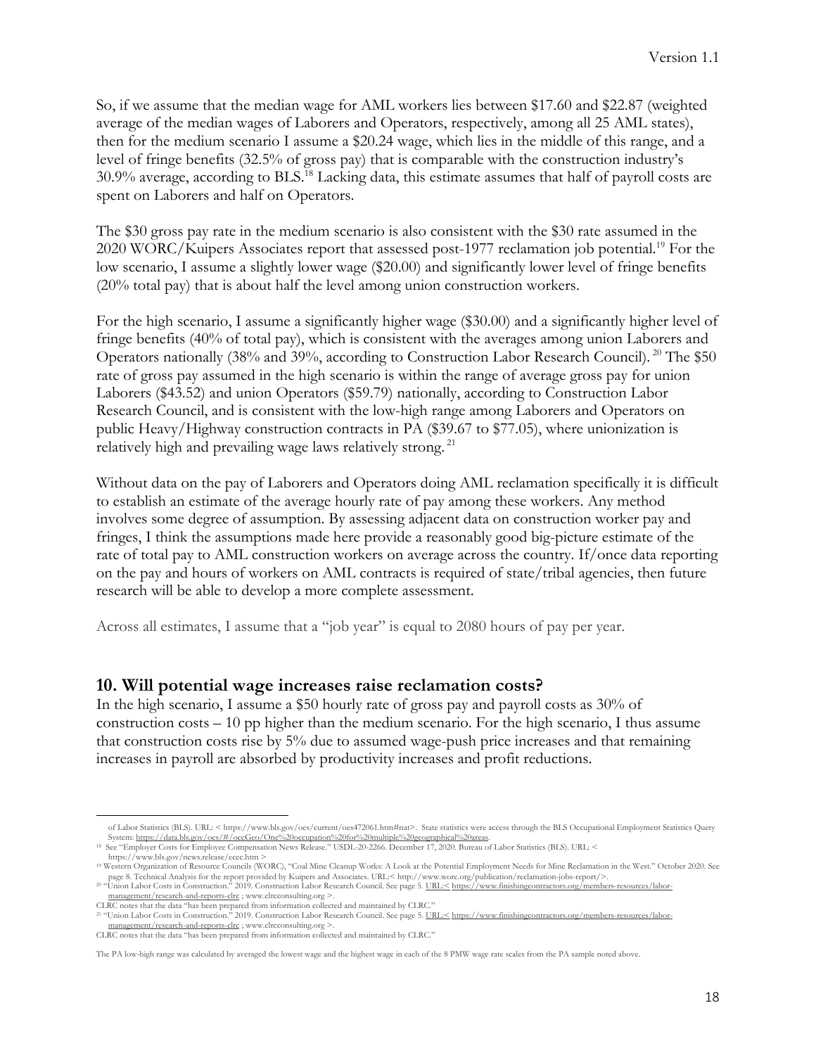So, if we assume that the median wage for AML workers lies between \$17.60 and \$22.87 (weighted average of the median wages of Laborers and Operators, respectively, among all 25 AML states), then for the medium scenario I assume a \$20.24 wage, which lies in the middle of this range, and a level of fringe benefits (32.5% of gross pay) that is comparable with the construction industry's 30.9% average, according to BLS.[18] Lacking data, this estimate assumes that half of payroll costs are spent on Laborers and half on Operators.

The \$30 gross pay rate in the medium scenario is also consistent with the \$30 rate assumed in the 2020 WORC/Kuipers Associates report that assessed post-1977 reclamation job potential.[19] For the low scenario, I assume a slightly lower wage (\$20.00) and significantly lower level of fringe benefits (20% total pay) that is about half the level among union construction workers.

For the high scenario, I assume a significantly higher wage (\$30.00) and a significantly higher level of fringe benefits (40% of total pay), which is consistent with the averages among union Laborers and Operators nationally (38% and 39%, according to Construction Labor Research Council). [20] The \$50 rate of gross pay assumed in the high scenario is within the range of average gross pay for union Laborers (\$43.52) and union Operators (\$59.79) nationally, according to Construction Labor Research Council, and is consistent with the low-high range among Laborers and Operators on public Heavy/Highway construction contracts in PA (\$39.67 to \$77.05), where unionization is relatively high and prevailing wage laws relatively strong. [21]

Without data on the pay of Laborers and Operators doing AML reclamation specifically it is difficult to establish an estimate of the average hourly rate of pay among these workers. Any method involves some degree of assumption. By assessing adjacent data on construction worker pay and fringes, I think the assumptions made here provide a reasonably good big-picture estimate of the rate of total pay to AML construction workers on average across the country. If/once data reporting on the pay and hours of workers on AML contracts is required of state/tribal agencies, then future research will be able to develop a more complete assessment.

Across all estimates, I assume that a "job year" is equal to 2080 hours of pay per year.

## 10. Will potential wage increases raise reclamation costs?

In the high scenario, I assume a \$50 hourly rate of gross pay and payroll costs as 30% of construction costs – 10 pp higher than the medium scenario. For the high scenario, I thus assume that construction costs rise by 5% due to assumed wage-push price increases and that remaining increases in payroll are absorbed by productivity increases and profit reductions.

---

of Labor Statistics (BLS). URL: < https://www.bls.gov/oes/current/oes472061.htm#nat>. State statistics were access through the BLS Occupational Employment Statistics Query System: https://data.bls.gov/oes/#/occGeo/One%20occupation%20for%20multiple%20geographical%20areas.

[18] See "Employer Costs for Employee Compensation News Release." USDL-20-2266. December 17, 2020. Bureau of Labor Statistics (BLS). URL: < https://www.bls.gov/news.release/ecec.htm >

[19] Western Organization of Resource Councils (WORC), "Coal Mine Cleanup Works: A Look at the Potential Employment Needs for Mine Reclamation in the West." October 2020. See page 8. Technical Analysis for the report provided by Kuipers and Associates. URL:< http://www.worc.org/publication/reclamation-jobs-report/>.

[20] "Union Labor Costs in Construction." 2019. Construction Labor Research Council. See page 5. URL:< https://www.finishingcontractors.org/members-resources/labor-management/research-and-reports-clrc ; www.clrcconsulting.org >.
CLRC notes that the data "has been prepared from information collected and maintained by CLRC."

[21] "Union Labor Costs in Construction." 2019. Construction Labor Research Council. See page 5. URL:< https://www.finishingcontractors.org/members-resources/labor-management/research-and-reports-clrc ; www.clrcconsulting.org >.
CLRC notes that the data "has been prepared from information collected and maintained by CLRC."

The PA low-high range was calculated by averaged the lowest wage and the highest wage in each of the 8 PMW wage rate scales from the PA sample noted above.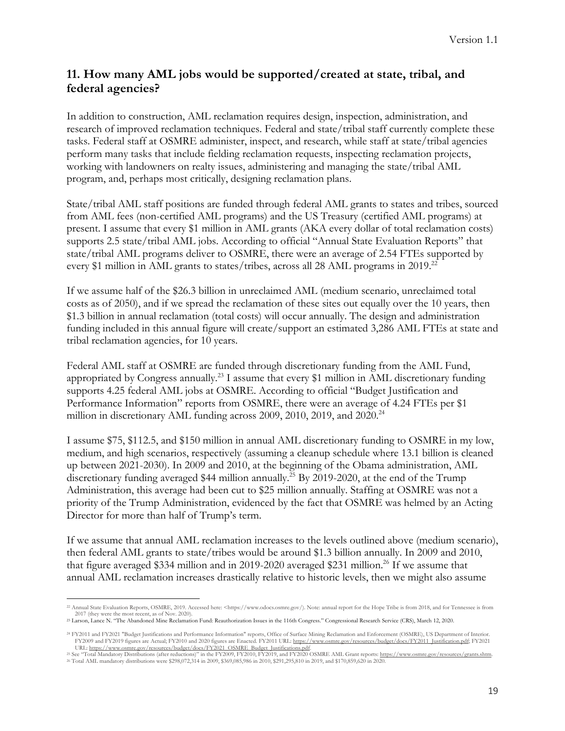## 11. How many AML jobs would be supported/created at state, tribal, and federal agencies?

In addition to construction, AML reclamation requires design, inspection, administration, and research of improved reclamation techniques. Federal and state/tribal staff currently complete these tasks. Federal staff at OSMRE administer, inspect, and research, while staff at state/tribal agencies perform many tasks that include fielding reclamation requests, inspecting reclamation projects, working with landowners on realty issues, administering and managing the state/tribal AML program, and, perhaps most critically, designing reclamation plans.

State/tribal AML staff positions are funded through federal AML grants to states and tribes, sourced from AML fees (non-certified AML programs) and the US Treasury (certified AML programs) at present. I assume that every $1 million in AML grants (AKA every dollar of total reclamation costs) supports 2.5 state/tribal AML jobs. According to official "Annual State Evaluation Reports" that state/tribal AML programs deliver to OSMRE, there were an average of 2.54 FTEs supported by every $1 million in AML grants to states/tribes, across all 28 AML programs in 2019.[22]

If we assume half of the $26.3 billion in unreclaimed AML (medium scenario, unreclaimed total costs as of 2050), and if we spread the reclamation of these sites out equally over the 10 years, then $1.3 billion in annual reclamation (total costs) will occur annually. The design and administration funding included in this annual figure will create/support an estimated 3,286 AML FTEs at state and tribal reclamation agencies, for 10 years.

Federal AML staff at OSMRE are funded through discretionary funding from the AML Fund, appropriated by Congress annually.[23] I assume that every $1 million in AML discretionary funding supports 4.25 federal AML jobs at OSMRE. According to official "Budget Justification and Performance Information" reports from OSMRE, there were an average of 4.24 FTEs per $1 million in discretionary AML funding across 2009, 2010, 2019, and 2020.[24]

I assume $75, $112.5, and $150 million in annual AML discretionary funding to OSMRE in my low, medium, and high scenarios, respectively (assuming a cleanup schedule where 13.1 billion is cleaned up between 2021-2030). In 2009 and 2010, at the beginning of the Obama administration, AML discretionary funding averaged $44 million annually.[25] By 2019-2020, at the end of the Trump Administration, this average had been cut to $25 million annually. Staffing at OSMRE was not a priority of the Trump Administration, evidenced by the fact that OSMRE was helmed by an Acting Director for more than half of Trump's term.

If we assume that annual AML reclamation increases to the levels outlined above (medium scenario), then federal AML grants to state/tribes would be around $1.3 billion annually. In 2009 and 2010, that figure averaged $334 million and in 2019-2020 averaged $231 million.[26] If we assume that annual AML reclamation increases drastically relative to historic levels, then we might also assume

---

[22] Annual State Evaluation Reports, OSMRE, 2019. Accessed here: <https://www.odocs.osmre.gov/>. Note: annual report for the Hope Tribe is from 2018, and for Tennessee is from 2017 (they were the most recent, as of Nov. 2020).

[23] Larson, Lance N. "The Abandoned Mine Reclamation Fund: Reauthorization Issues in the 116th Congress." Congressional Research Service (CRS), March 12, 2020.

[24] FY2011 and FY2021 "Budget Justifications and Performance Information" reports, Office of Surface Mining Reclamation and Enforcement (OSMRE), US Department of Interior. FY2009 and FY2019 figures are Actual; FY2010 and 2020 figures are Enacted. FY2011 URL: https://www.osmre.gov/resources/budget/docs/FY2011_Justification.pdf; FY2021 URL: https://www.osmre.gov/resources/budget/docs/FY2021_OSMRE_Budget_Justifications.pdf.

[25] See "Total Mandatory Distributions (after reductions)" in the FY2009, FY2010, FY2019, and FY2020 OSMRE AML Grant reports: https://www.osmre.gov/resources/grants.shtm.

[26] Total AML mandatory distributions were $298,072,314 in 2009, $369,085,986 in 2010, $291,295,810 in 2019, and $170,859,620 in 2020.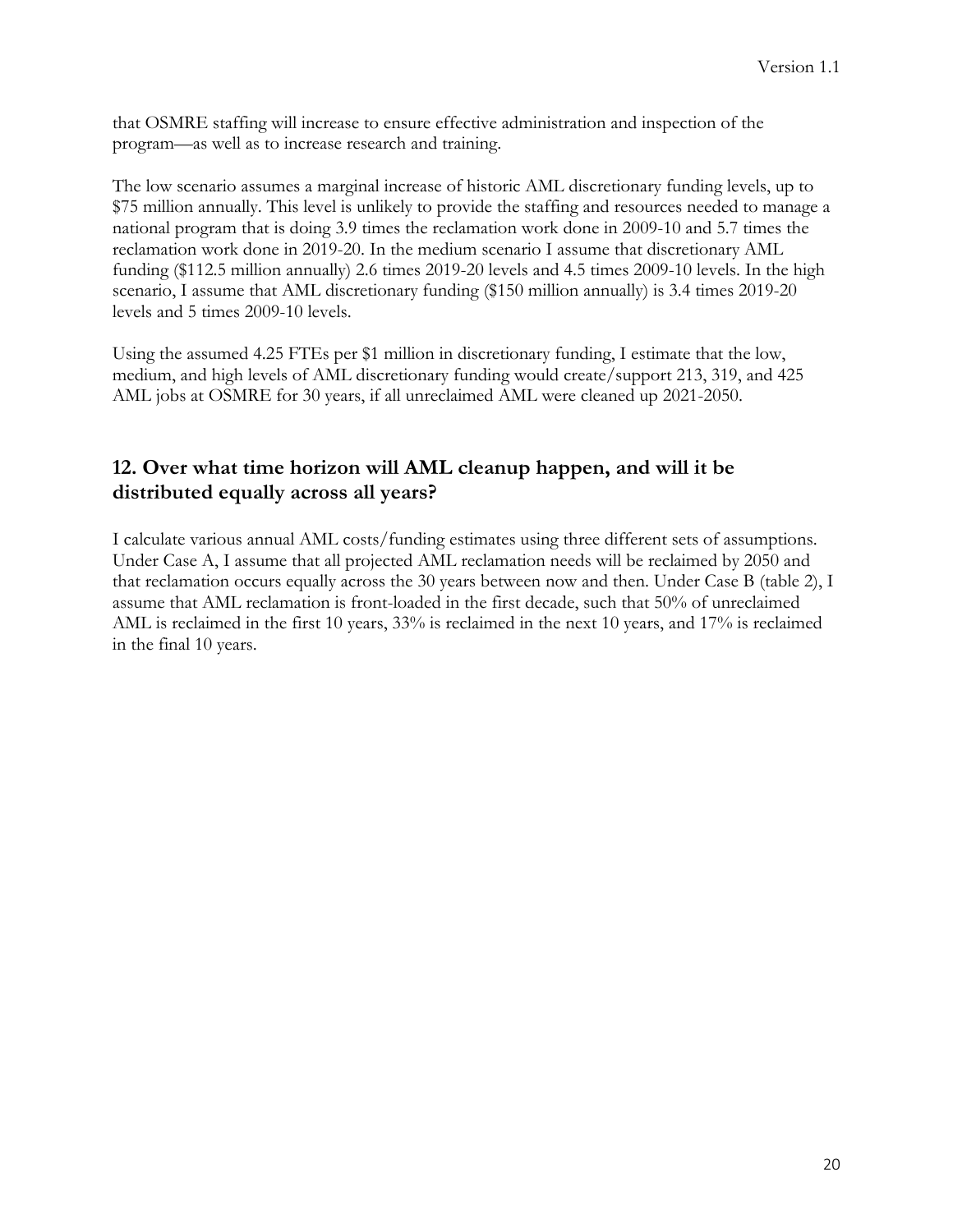that OSMRE staffing will increase to ensure effective administration and inspection of the program—as well as to increase research and training.

The low scenario assumes a marginal increase of historic AML discretionary funding levels, up to $75 million annually. This level is unlikely to provide the staffing and resources needed to manage a national program that is doing 3.9 times the reclamation work done in 2009-10 and 5.7 times the reclamation work done in 2019-20. In the medium scenario I assume that discretionary AML funding ($112.5 million annually) 2.6 times 2019-20 levels and 4.5 times 2009-10 levels. In the high scenario, I assume that AML discretionary funding ($150 million annually) is 3.4 times 2019-20 levels and 5 times 2009-10 levels.

Using the assumed 4.25 FTEs per $1 million in discretionary funding, I estimate that the low, medium, and high levels of AML discretionary funding would create/support 213, 319, and 425 AML jobs at OSMRE for 30 years, if all unreclaimed AML were cleaned up 2021-2050.

## 12. Over what time horizon will AML cleanup happen, and will it be distributed equally across all years?

I calculate various annual AML costs/funding estimates using three different sets of assumptions. Under Case A, I assume that all projected AML reclamation needs will be reclaimed by 2050 and that reclamation occurs equally across the 30 years between now and then. Under Case B (table 2), I assume that AML reclamation is front-loaded in the first decade, such that 50% of unreclaimed AML is reclaimed in the first 10 years, 33% is reclaimed in the next 10 years, and 17% is reclaimed in the final 10 years.